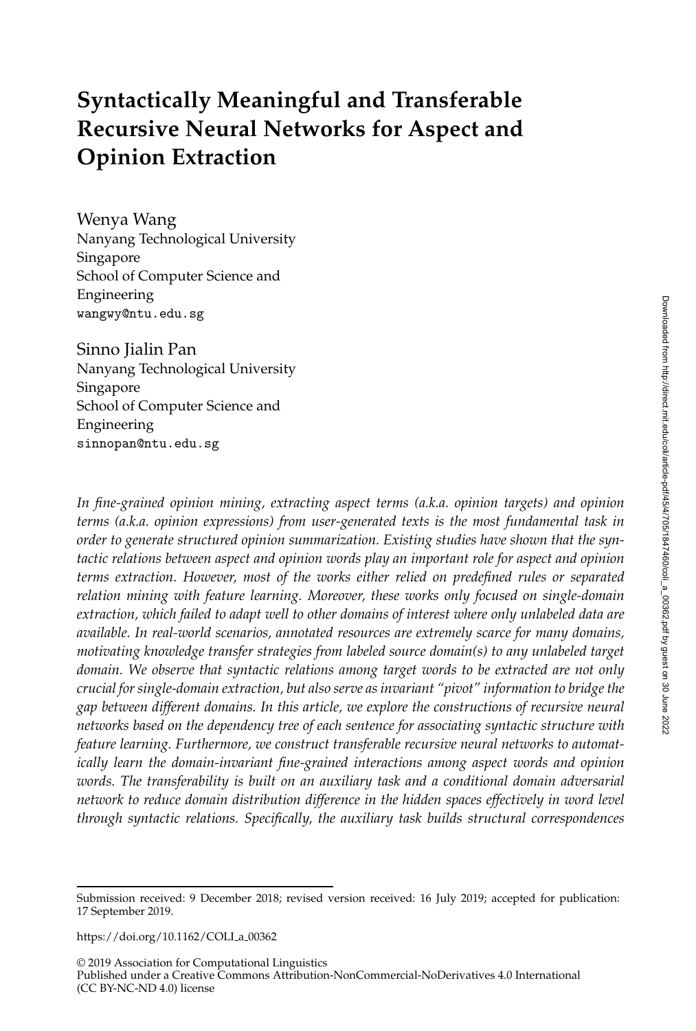# Syntactically Meaningful and Transferable Recursive Neural Networks for Aspect and Opinion Extraction

Wenya Wang
Nanyang Technological University
Singapore
School of Computer Science and Engineering
wangwy@ntu.edu.sg

Sinno Jialin Pan
Nanyang Technological University
Singapore
School of Computer Science and Engineering
sinnopan@ntu.edu.sg

*In fine-grained opinion mining, extracting aspect terms (a.k.a. opinion targets) and opinion terms (a.k.a. opinion expressions) from user-generated texts is the most fundamental task in order to generate structured opinion summarization. Existing studies have shown that the syntactic relations between aspect and opinion words play an important role for aspect and opinion terms extraction. However, most of the works either relied on predefined rules or separated relation mining with feature learning. Moreover, these works only focused on single-domain extraction, which failed to adapt well to other domains of interest where only unlabeled data are available. In real-world scenarios, annotated resources are extremely scarce for many domains, motivating knowledge transfer strategies from labeled source domain(s) to any unlabeled target domain. We observe that syntactic relations among target words to be extracted are not only crucial for single-domain extraction, but also serve as invariant "pivot" information to bridge the gap between different domains. In this article, we explore the constructions of recursive neural networks based on the dependency tree of each sentence for associating syntactic structure with feature learning. Furthermore, we construct transferable recursive neural networks to automatically learn the domain-invariant fine-grained interactions among aspect words and opinion words. The transferability is built on an auxiliary task and a conditional domain adversarial network to reduce domain distribution difference in the hidden spaces effectively in word level through syntactic relations. Specifically, the auxiliary task builds structural correspondences*

---

Submission received: 9 December 2018; revised version received: 16 July 2019; accepted for publication: 17 September 2019.

https://doi.org/10.1162/COLI_a_00362

© 2019 Association for Computational Linguistics
Published under a Creative Commons Attribution-NonCommercial-NoDerivatives 4.0 International (CC BY-NC-ND 4.0) license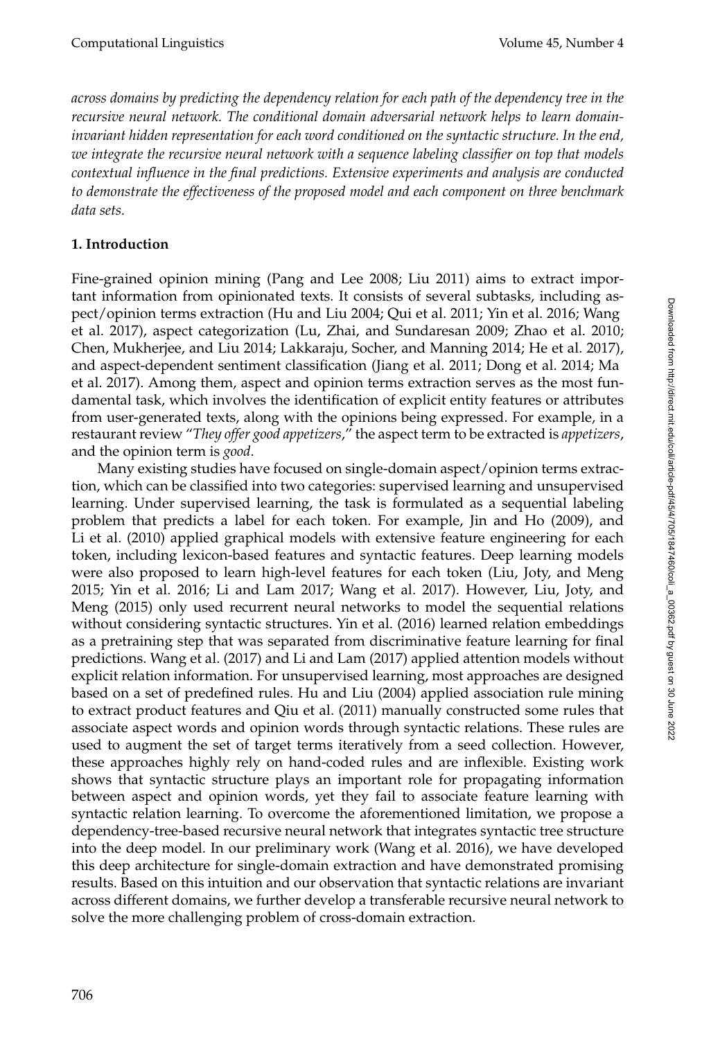*across domains by predicting the dependency relation for each path of the dependency tree in the recursive neural network. The conditional domain adversarial network helps to learn domain-invariant hidden representation for each word conditioned on the syntactic structure. In the end, we integrate the recursive neural network with a sequence labeling classifier on top that models contextual influence in the final predictions. Extensive experiments and analysis are conducted to demonstrate the effectiveness of the proposed model and each component on three benchmark data sets.*

## 1. Introduction

Fine-grained opinion mining (Pang and Lee 2008; Liu 2011) aims to extract important information from opinionated texts. It consists of several subtasks, including aspect/opinion terms extraction (Hu and Liu 2004; Qui et al. 2011; Yin et al. 2016; Wang et al. 2017), aspect categorization (Lu, Zhai, and Sundaresan 2009; Zhao et al. 2010; Chen, Mukherjee, and Liu 2014; Lakkaraju, Socher, and Manning 2014; He et al. 2017), and aspect-dependent sentiment classification (Jiang et al. 2011; Dong et al. 2014; Ma et al. 2017). Among them, aspect and opinion terms extraction serves as the most fundamental task, which involves the identification of explicit entity features or attributes from user-generated texts, along with the opinions being expressed. For example, in a restaurant review "*They offer good appetizers*," the aspect term to be extracted is *appetizers*, and the opinion term is *good*.

Many existing studies have focused on single-domain aspect/opinion terms extraction, which can be classified into two categories: supervised learning and unsupervised learning. Under supervised learning, the task is formulated as a sequential labeling problem that predicts a label for each token. For example, Jin and Ho (2009), and Li et al. (2010) applied graphical models with extensive feature engineering for each token, including lexicon-based features and syntactic features. Deep learning models were also proposed to learn high-level features for each token (Liu, Joty, and Meng 2015; Yin et al. 2016; Li and Lam 2017; Wang et al. 2017). However, Liu, Joty, and Meng (2015) only used recurrent neural networks to model the sequential relations without considering syntactic structures. Yin et al. (2016) learned relation embeddings as a pretraining step that was separated from discriminative feature learning for final predictions. Wang et al. (2017) and Li and Lam (2017) applied attention models without explicit relation information. For unsupervised learning, most approaches are designed based on a set of predefined rules. Hu and Liu (2004) applied association rule mining to extract product features and Qiu et al. (2011) manually constructed some rules that associate aspect words and opinion words through syntactic relations. These rules are used to augment the set of target terms iteratively from a seed collection. However, these approaches highly rely on hand-coded rules and are inflexible. Existing work shows that syntactic structure plays an important role for propagating information between aspect and opinion words, yet they fail to associate feature learning with syntactic relation learning. To overcome the aforementioned limitation, we propose a dependency-tree-based recursive neural network that integrates syntactic tree structure into the deep model. In our preliminary work (Wang et al. 2016), we have developed this deep architecture for single-domain extraction and have demonstrated promising results. Based on this intuition and our observation that syntactic relations are invariant across different domains, we further develop a transferable recursive neural network to solve the more challenging problem of cross-domain extraction.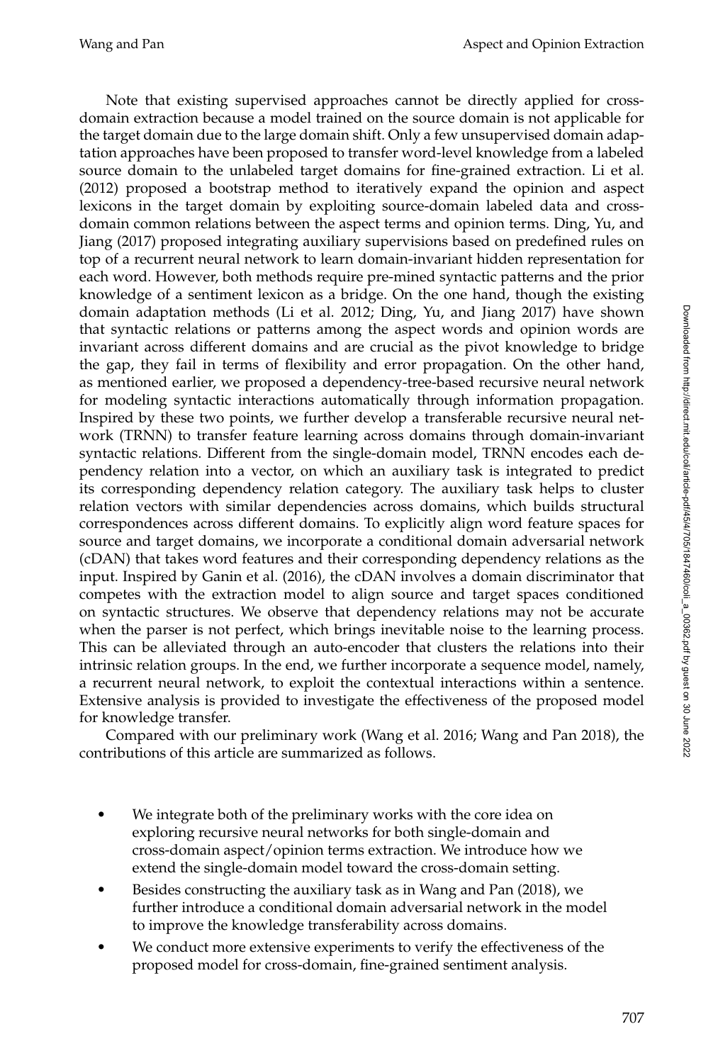Note that existing supervised approaches cannot be directly applied for cross-domain extraction because a model trained on the source domain is not applicable for the target domain due to the large domain shift. Only a few unsupervised domain adaptation approaches have been proposed to transfer word-level knowledge from a labeled source domain to the unlabeled target domains for fine-grained extraction. Li et al. (2012) proposed a bootstrap method to iteratively expand the opinion and aspect lexicons in the target domain by exploiting source-domain labeled data and cross-domain common relations between the aspect terms and opinion terms. Ding, Yu, and Jiang (2017) proposed integrating auxiliary supervisions based on predefined rules on top of a recurrent neural network to learn domain-invariant hidden representation for each word. However, both methods require pre-mined syntactic patterns and the prior knowledge of a sentiment lexicon as a bridge. On the one hand, though the existing domain adaptation methods (Li et al. 2012; Ding, Yu, and Jiang 2017) have shown that syntactic relations or patterns among the aspect words and opinion words are invariant across different domains and are crucial as the pivot knowledge to bridge the gap, they fail in terms of flexibility and error propagation. On the other hand, as mentioned earlier, we proposed a dependency-tree-based recursive neural network for modeling syntactic interactions automatically through information propagation. Inspired by these two points, we further develop a transferable recursive neural network (TRNN) to transfer feature learning across domains through domain-invariant syntactic relations. Different from the single-domain model, TRNN encodes each dependency relation into a vector, on which an auxiliary task is integrated to predict its corresponding dependency relation category. The auxiliary task helps to cluster relation vectors with similar dependencies across domains, which builds structural correspondences across different domains. To explicitly align word feature spaces for source and target domains, we incorporate a conditional domain adversarial network (cDAN) that takes word features and their corresponding dependency relations as the input. Inspired by Ganin et al. (2016), the cDAN involves a domain discriminator that competes with the extraction model to align source and target spaces conditioned on syntactic structures. We observe that dependency relations may not be accurate when the parser is not perfect, which brings inevitable noise to the learning process. This can be alleviated through an auto-encoder that clusters the relations into their intrinsic relation groups. In the end, we further incorporate a sequence model, namely, a recurrent neural network, to exploit the contextual interactions within a sentence. Extensive analysis is provided to investigate the effectiveness of the proposed model for knowledge transfer.

Compared with our preliminary work (Wang et al. 2016; Wang and Pan 2018), the contributions of this article are summarized as follows.

- We integrate both of the preliminary works with the core idea on exploring recursive neural networks for both single-domain and cross-domain aspect/opinion terms extraction. We introduce how we extend the single-domain model toward the cross-domain setting.
- Besides constructing the auxiliary task as in Wang and Pan (2018), we further introduce a conditional domain adversarial network in the model to improve the knowledge transferability across domains.
- We conduct more extensive experiments to verify the effectiveness of the proposed model for cross-domain, fine-grained sentiment analysis.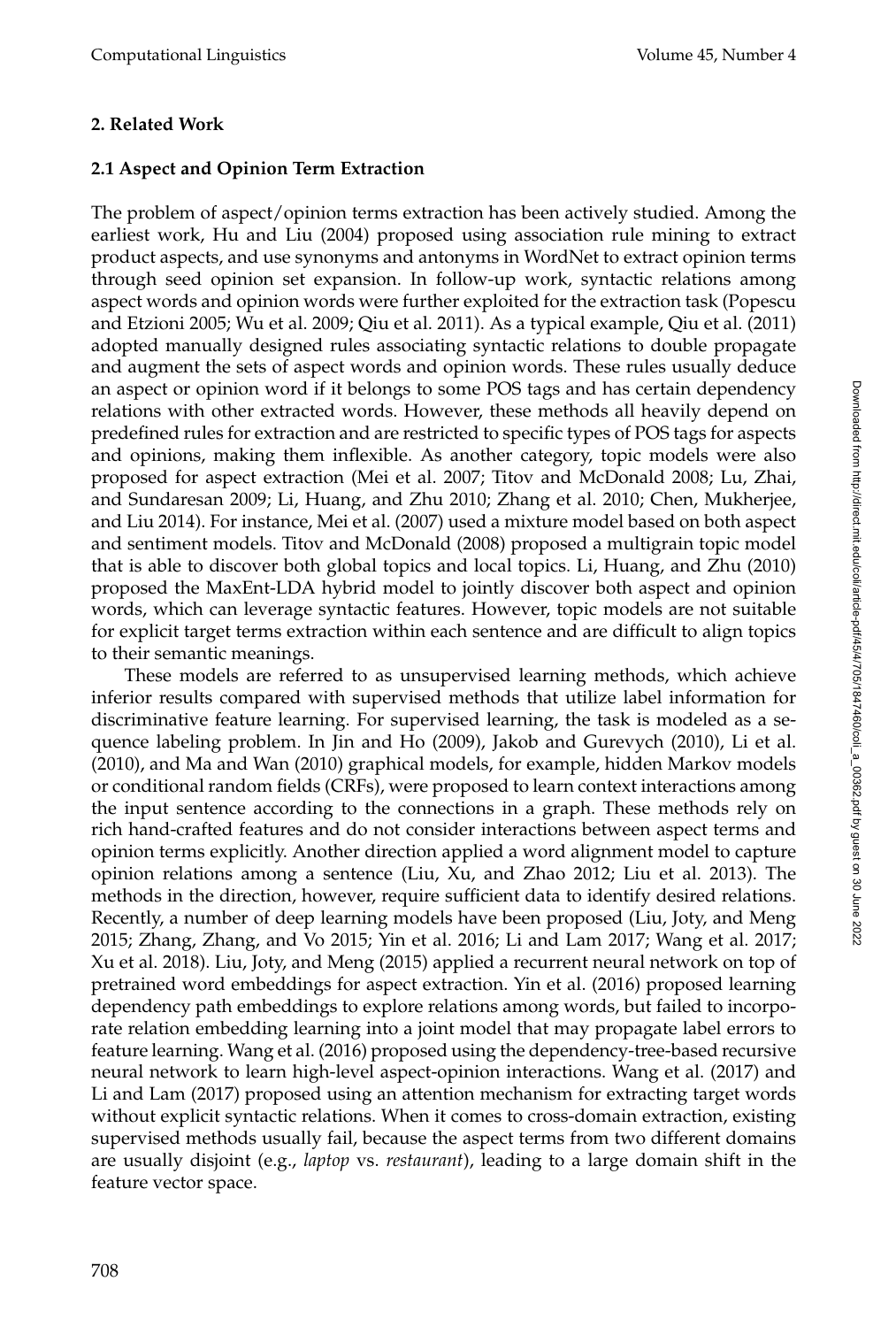## 2. Related Work

### 2.1 Aspect and Opinion Term Extraction

The problem of aspect/opinion terms extraction has been actively studied. Among the earliest work, Hu and Liu (2004) proposed using association rule mining to extract product aspects, and use synonyms and antonyms in WordNet to extract opinion terms through seed opinion set expansion. In follow-up work, syntactic relations among aspect words and opinion words were further exploited for the extraction task (Popescu and Etzioni 2005; Wu et al. 2009; Qiu et al. 2011). As a typical example, Qiu et al. (2011) adopted manually designed rules associating syntactic relations to double propagate and augment the sets of aspect words and opinion words. These rules usually deduce an aspect or opinion word if it belongs to some POS tags and has certain dependency relations with other extracted words. However, these methods all heavily depend on predefined rules for extraction and are restricted to specific types of POS tags for aspects and opinions, making them inflexible. As another category, topic models were also proposed for aspect extraction (Mei et al. 2007; Titov and McDonald 2008; Lu, Zhai, and Sundaresan 2009; Li, Huang, and Zhu 2010; Zhang et al. 2010; Chen, Mukherjee, and Liu 2014). For instance, Mei et al. (2007) used a mixture model based on both aspect and sentiment models. Titov and McDonald (2008) proposed a multigrain topic model that is able to discover both global topics and local topics. Li, Huang, and Zhu (2010) proposed the MaxEnt-LDA hybrid model to jointly discover both aspect and opinion words, which can leverage syntactic features. However, topic models are not suitable for explicit target terms extraction within each sentence and are difficult to align topics to their semantic meanings.

These models are referred to as unsupervised learning methods, which achieve inferior results compared with supervised methods that utilize label information for discriminative feature learning. For supervised learning, the task is modeled as a sequence labeling problem. In Jin and Ho (2009), Jakob and Gurevych (2010), Li et al. (2010), and Ma and Wan (2010) graphical models, for example, hidden Markov models or conditional random fields (CRFs), were proposed to learn context interactions among the input sentence according to the connections in a graph. These methods rely on rich hand-crafted features and do not consider interactions between aspect terms and opinion terms explicitly. Another direction applied a word alignment model to capture opinion relations among a sentence (Liu, Xu, and Zhao 2012; Liu et al. 2013). The methods in the direction, however, require sufficient data to identify desired relations. Recently, a number of deep learning models have been proposed (Liu, Joty, and Meng 2015; Zhang, Zhang, and Vo 2015; Yin et al. 2016; Li and Lam 2017; Wang et al. 2017; Xu et al. 2018). Liu, Joty, and Meng (2015) applied a recurrent neural network on top of pretrained word embeddings for aspect extraction. Yin et al. (2016) proposed learning dependency path embeddings to explore relations among words, but failed to incorporate relation embedding learning into a joint model that may propagate label errors to feature learning. Wang et al. (2016) proposed using the dependency-tree-based recursive neural network to learn high-level aspect-opinion interactions. Wang et al. (2017) and Li and Lam (2017) proposed using an attention mechanism for extracting target words without explicit syntactic relations. When it comes to cross-domain extraction, existing supervised methods usually fail, because the aspect terms from two different domains are usually disjoint (e.g., *laptop* vs. *restaurant*), leading to a large domain shift in the feature vector space.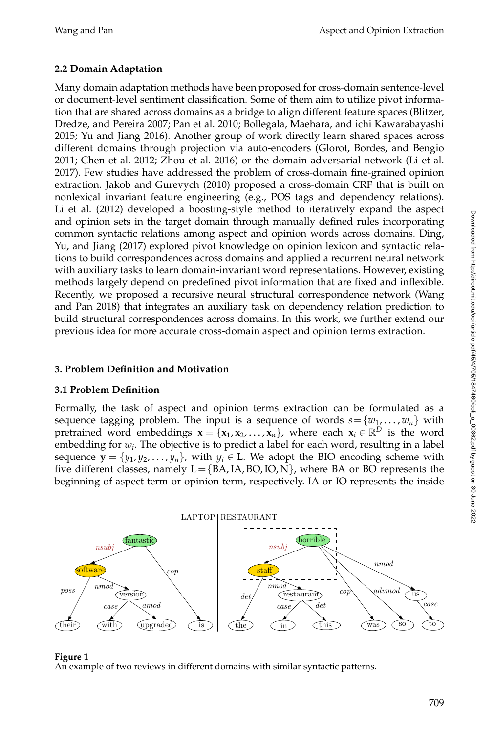## 2.2 Domain Adaptation

Many domain adaptation methods have been proposed for cross-domain sentence-level or document-level sentiment classification. Some of them aim to utilize pivot information that are shared across domains as a bridge to align different feature spaces (Blitzer, Dredze, and Pereira 2007; Pan et al. 2010; Bollegala, Maehara, and ichi Kawarabayashi 2015; Yu and Jiang 2016). Another group of work directly learn shared spaces across different domains through projection via auto-encoders (Glorot, Bordes, and Bengio 2011; Chen et al. 2012; Zhou et al. 2016) or the domain adversarial network (Li et al. 2017). Few studies have addressed the problem of cross-domain fine-grained opinion extraction. Jakob and Gurevych (2010) proposed a cross-domain CRF that is built on nonlexical invariant feature engineering (e.g., POS tags and dependency relations). Li et al. (2012) developed a boosting-style method to iteratively expand the aspect and opinion sets in the target domain through manually defined rules incorporating common syntactic relations among aspect and opinion words across domains. Ding, Yu, and Jiang (2017) explored pivot knowledge on opinion lexicon and syntactic relations to build correspondences across domains and applied a recurrent neural network with auxiliary tasks to learn domain-invariant word representations. However, existing methods largely depend on predefined pivot information that are fixed and inflexible. Recently, we proposed a recursive neural structural correspondence network (Wang and Pan 2018) that integrates an auxiliary task on dependency relation prediction to build structural correspondences across domains. In this work, we further extend our previous idea for more accurate cross-domain aspect and opinion terms extraction.

# 3. Problem Definition and Motivation

## 3.1 Problem Definition

Formally, the task of aspect and opinion terms extraction can be formulated as a sequence tagging problem. The input is a sequence of words $s = \{w_1, \ldots, w_n\}$ with pretrained word embeddings $\mathbf{x} = \{\mathbf{x}_1, \mathbf{x}_2, \ldots, \mathbf{x}_n\}$, where each $\mathbf{x}_i \in \mathbb{R}^D$ is the word embedding for $w_i$. The objective is to predict a label for each word, resulting in a label sequence $\mathbf{y} = \{y_1, y_2, \ldots, y_n\}$, with $y_i \in \mathbf{L}$. We adopt the BIO encoding scheme with five different classes, namely $\mathrm{L} = \{\mathrm{BA}, \mathrm{IA}, \mathrm{BO}, \mathrm{IO}, \mathrm{N}\}$, where BA or BO represents the beginning of aspect term or opinion term, respectively. IA or IO represents the inside

**Figure 1**
An example of two reviews in different domains with similar syntactic patterns.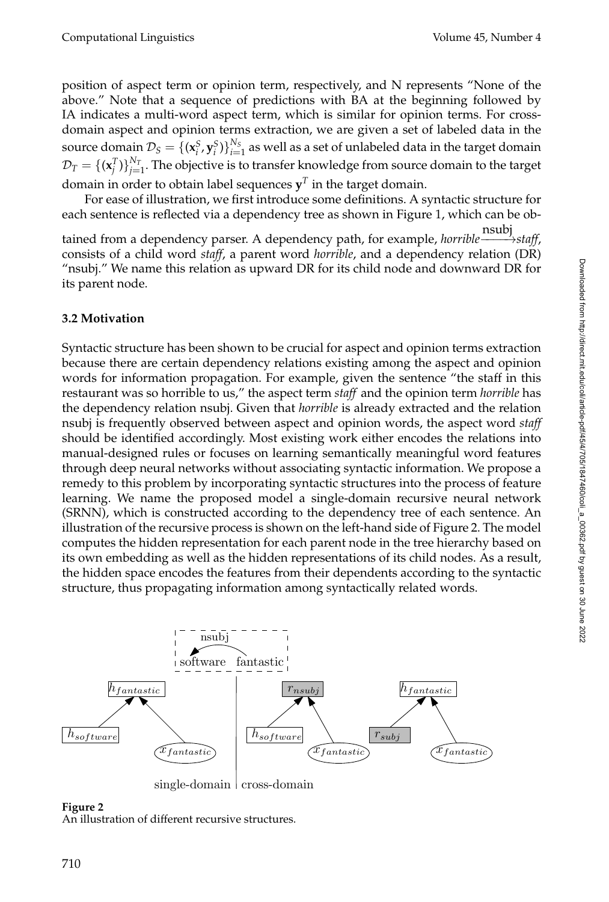position of aspect term or opinion term, respectively, and N represents "None of the above." Note that a sequence of predictions with BA at the beginning followed by IA indicates a multi-word aspect term, which is similar for opinion terms. For cross-domain aspect and opinion terms extraction, we are given a set of labeled data in the source domain $\mathcal{D}_S = \{(\mathbf{x}_i^S, \mathbf{y}_i^S)\}_{i=1}^{N_S}$ as well as a set of unlabeled data in the target domain $\mathcal{D}_T = \{(\mathbf{x}_j^T)\}_{j=1}^{N_T}$. The objective is to transfer knowledge from source domain to the target domain in order to obtain label sequences $\mathbf{y}^T$ in the target domain.

For ease of illustration, we first introduce some definitions. A syntactic structure for each sentence is reflected via a dependency tree as shown in Figure 1, which can be obtained from a dependency parser. A dependency path, for example, *horrible* $\xrightarrow{\text{nsubj}}$ *staff*, consists of a child word *staff*, a parent word *horrible*, and a dependency relation (DR) "nsubj." We name this relation as upward DR for its child node and downward DR for its parent node.

### 3.2 Motivation

Syntactic structure has been shown to be crucial for aspect and opinion terms extraction because there are certain dependency relations existing among the aspect and opinion words for information propagation. For example, given the sentence "the staff in this restaurant was so horrible to us," the aspect term *staff* and the opinion term *horrible* has the dependency relation nsubj. Given that *horrible* is already extracted and the relation nsubj is frequently observed between aspect and opinion words, the aspect word *staff* should be identified accordingly. Most existing work either encodes the relations into manual-designed rules or focuses on learning semantically meaningful word features through deep neural networks without associating syntactic information. We propose a remedy to this problem by incorporating syntactic structures into the process of feature learning. We name the proposed model a single-domain recursive neural network (SRNN), which is constructed according to the dependency tree of each sentence. An illustration of the recursive process is shown on the left-hand side of Figure 2. The model computes the hidden representation for each parent node in the tree hierarchy based on its own embedding as well as the hidden representations of its child nodes. As a result, the hidden space encodes the features from their dependents according to the syntactic structure, thus propagating information among syntactically related words.

**Figure 2**
An illustration of different recursive structures.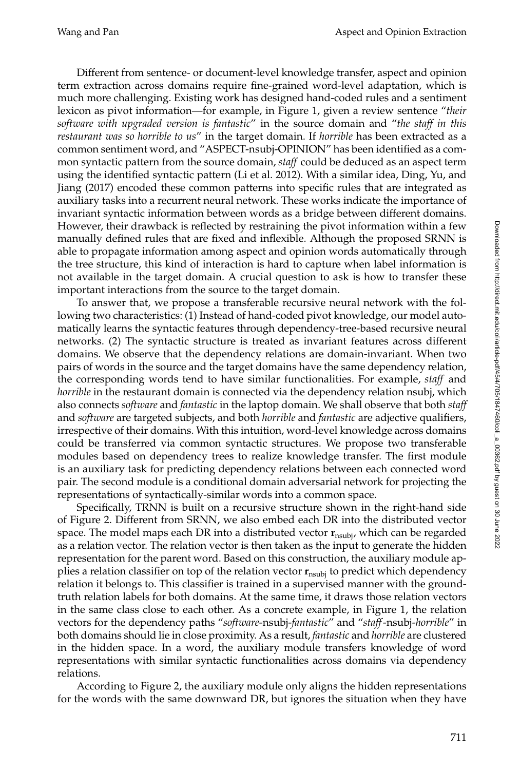Different from sentence- or document-level knowledge transfer, aspect and opinion term extraction across domains require fine-grained word-level adaptation, which is much more challenging. Existing work has designed hand-coded rules and a sentiment lexicon as pivot information—for example, in Figure 1, given a review sentence "*their software with upgraded version is fantastic*" in the source domain and "*the staff in this restaurant was so horrible to us*" in the target domain. If *horrible* has been extracted as a common sentiment word, and "ASPECT-nsubj-OPINION" has been identified as a common syntactic pattern from the source domain, *staff* could be deduced as an aspect term using the identified syntactic pattern (Li et al. 2012). With a similar idea, Ding, Yu, and Jiang (2017) encoded these common patterns into specific rules that are integrated as auxiliary tasks into a recurrent neural network. These works indicate the importance of invariant syntactic information between words as a bridge between different domains. However, their drawback is reflected by restraining the pivot information within a few manually defined rules that are fixed and inflexible. Although the proposed SRNN is able to propagate information among aspect and opinion words automatically through the tree structure, this kind of interaction is hard to capture when label information is not available in the target domain. A crucial question to ask is how to transfer these important interactions from the source to the target domain.

To answer that, we propose a transferable recursive neural network with the following two characteristics: (1) Instead of hand-coded pivot knowledge, our model automatically learns the syntactic features through dependency-tree-based recursive neural networks. (2) The syntactic structure is treated as invariant features across different domains. We observe that the dependency relations are domain-invariant. When two pairs of words in the source and the target domains have the same dependency relation, the corresponding words tend to have similar functionalities. For example, *staff* and *horrible* in the restaurant domain is connected via the dependency relation nsubj, which also connects *software* and *fantastic* in the laptop domain. We shall observe that both *staff* and *software* are targeted subjects, and both *horrible* and *fantastic* are adjective qualifiers, irrespective of their domains. With this intuition, word-level knowledge across domains could be transferred via common syntactic structures. We propose two transferable modules based on dependency trees to realize knowledge transfer. The first module is an auxiliary task for predicting dependency relations between each connected word pair. The second module is a conditional domain adversarial network for projecting the representations of syntactically-similar words into a common space.

Specifically, TRNN is built on a recursive structure shown in the right-hand side of Figure 2. Different from SRNN, we also embed each DR into the distributed vector space. The model maps each DR into a distributed vector $\mathbf{r}_{\text{nsubj}}$, which can be regarded as a relation vector. The relation vector is then taken as the input to generate the hidden representation for the parent word. Based on this construction, the auxiliary module applies a relation classifier on top of the relation vector $\mathbf{r}_{\text{nsubj}}$ to predict which dependency relation it belongs to. This classifier is trained in a supervised manner with the ground-truth relation labels for both domains. At the same time, it draws those relation vectors in the same class close to each other. As a concrete example, in Figure 1, the relation vectors for the dependency paths "*software*-nsubj-*fantastic*" and "*staff*-nsubj-*horrible*" in both domains should lie in close proximity. As a result, *fantastic* and *horrible* are clustered in the hidden space. In a word, the auxiliary module transfers knowledge of word representations with similar syntactic functionalities across domains via dependency relations.

According to Figure 2, the auxiliary module only aligns the hidden representations for the words with the same downward DR, but ignores the situation when they have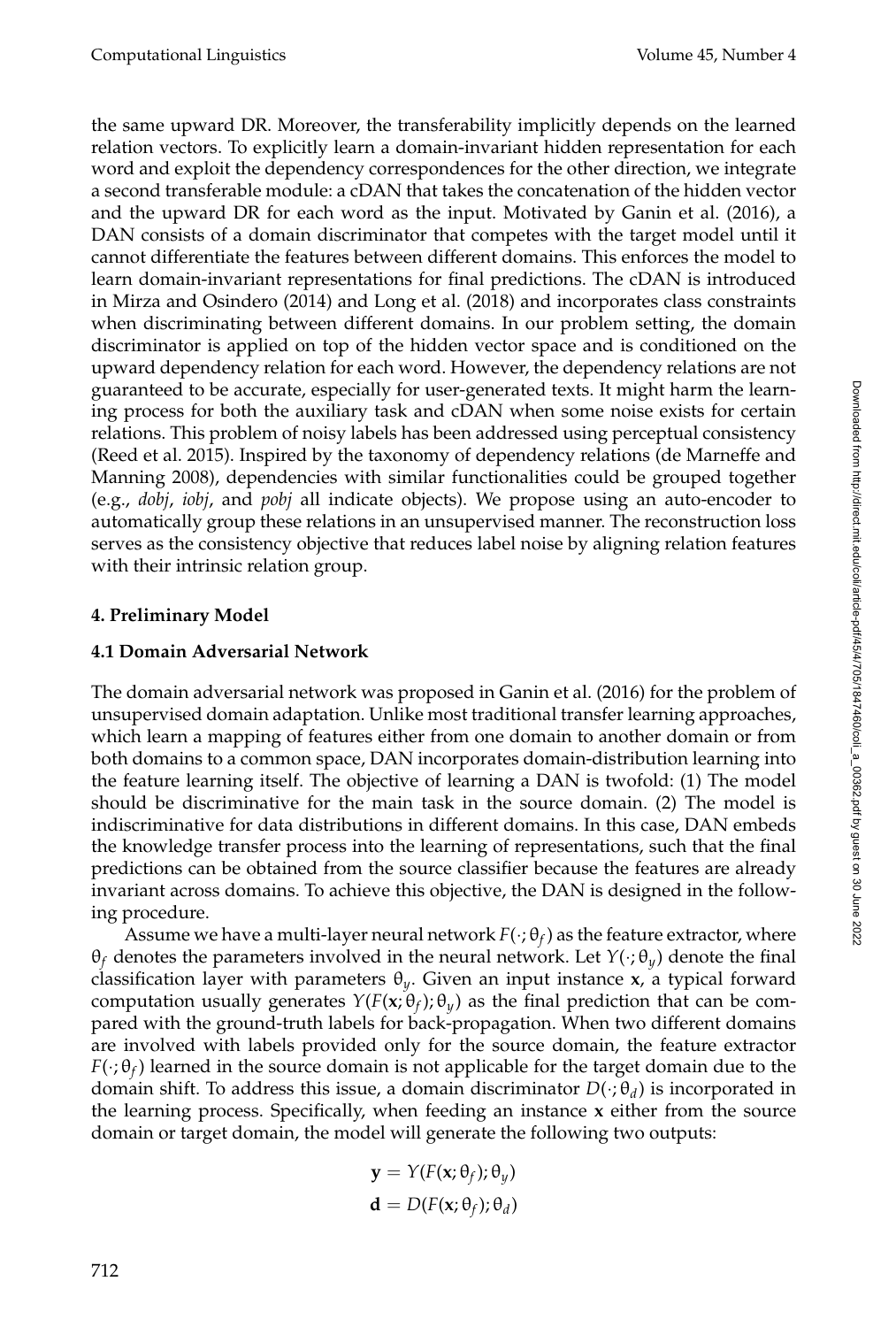the same upward DR. Moreover, the transferability implicitly depends on the learned relation vectors. To explicitly learn a domain-invariant hidden representation for each word and exploit the dependency correspondences for the other direction, we integrate a second transferable module: a cDAN that takes the concatenation of the hidden vector and the upward DR for each word as the input. Motivated by Ganin et al. (2016), a DAN consists of a domain discriminator that competes with the target model until it cannot differentiate the features between different domains. This enforces the model to learn domain-invariant representations for final predictions. The cDAN is introduced in Mirza and Osindero (2014) and Long et al. (2018) and incorporates class constraints when discriminating between different domains. In our problem setting, the domain discriminator is applied on top of the hidden vector space and is conditioned on the upward dependency relation for each word. However, the dependency relations are not guaranteed to be accurate, especially for user-generated texts. It might harm the learning process for both the auxiliary task and cDAN when some noise exists for certain relations. This problem of noisy labels has been addressed using perceptual consistency (Reed et al. 2015). Inspired by the taxonomy of dependency relations (de Marneffe and Manning 2008), dependencies with similar functionalities could be grouped together (e.g., *dobj*, *iobj*, and *pobj* all indicate objects). We propose using an auto-encoder to automatically group these relations in an unsupervised manner. The reconstruction loss serves as the consistency objective that reduces label noise by aligning relation features with their intrinsic relation group.

## 4. Preliminary Model

### 4.1 Domain Adversarial Network

The domain adversarial network was proposed in Ganin et al. (2016) for the problem of unsupervised domain adaptation. Unlike most traditional transfer learning approaches, which learn a mapping of features either from one domain to another domain or from both domains to a common space, DAN incorporates domain-distribution learning into the feature learning itself. The objective of learning a DAN is twofold: (1) The model should be discriminative for the main task in the source domain. (2) The model is indiscriminative for data distributions in different domains. In this case, DAN embeds the knowledge transfer process into the learning of representations, such that the final predictions can be obtained from the source classifier because the features are already invariant across domains. To achieve this objective, the DAN is designed in the following procedure.

Assume we have a multi-layer neural network $F(\cdot;\theta_f)$ as the feature extractor, where $\theta_f$ denotes the parameters involved in the neural network. Let $Y(\cdot;\theta_y)$ denote the final classification layer with parameters $\theta_y$. Given an input instance $\mathbf{x}$, a typical forward computation usually generates $Y(F(\mathbf{x};\theta_f);\theta_y)$ as the final prediction that can be compared with the ground-truth labels for back-propagation. When two different domains are involved with labels provided only for the source domain, the feature extractor $F(\cdot;\theta_f)$ learned in the source domain is not applicable for the target domain due to the domain shift. To address this issue, a domain discriminator $D(\cdot;\theta_d)$ is incorporated in the learning process. Specifically, when feeding an instance $\mathbf{x}$ either from the source domain or target domain, the model will generate the following two outputs:

$$
\begin{aligned}
\mathbf{y} &= Y(F(\mathbf{x};\theta_f);\theta_y) \\
\mathbf{d} &= D(F(\mathbf{x};\theta_f);\theta_d)
\end{aligned}
$$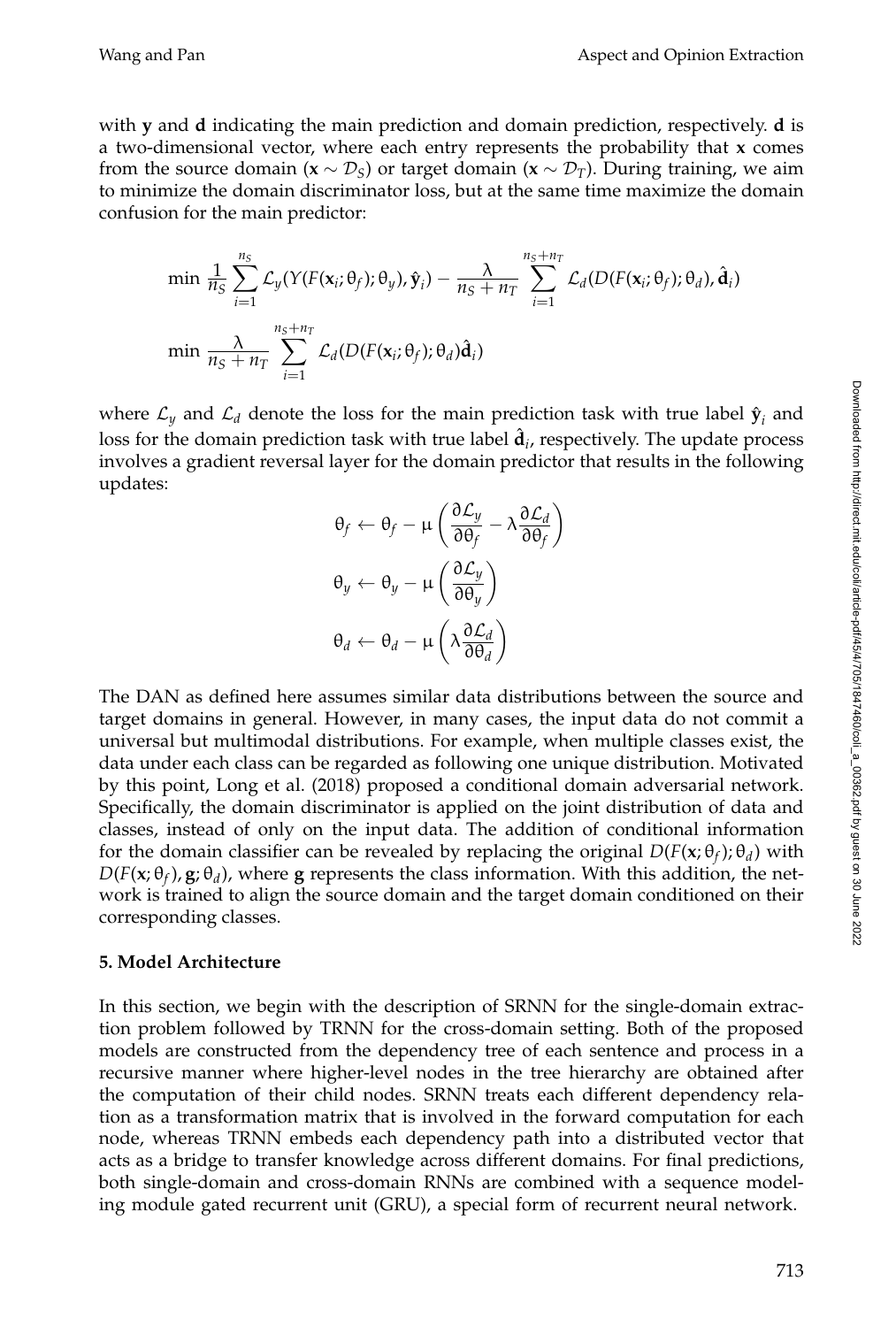with $\mathbf{y}$ and $\mathbf{d}$ indicating the main prediction and domain prediction, respectively. $\mathbf{d}$ is a two-dimensional vector, where each entry represents the probability that $\mathbf{x}$ comes from the source domain ($\mathbf{x} \sim \mathcal{D}_S$) or target domain ($\mathbf{x} \sim \mathcal{D}_T$). During training, we aim to minimize the domain discriminator loss, but at the same time maximize the domain confusion for the main predictor:

$$\min \frac{1}{n_S} \sum_{i=1}^{n_S} \mathcal{L}_y(Y(F(\mathbf{x}_i; \theta_f); \theta_y), \hat{\mathbf{y}}_i) - \frac{\lambda}{n_S + n_T} \sum_{i=1}^{n_S+n_T} \mathcal{L}_d(D(F(\mathbf{x}_i; \theta_f); \theta_d), \hat{\mathbf{d}}_i)$$

$$\min \frac{\lambda}{n_S + n_T} \sum_{i=1}^{n_S+n_T} \mathcal{L}_d(D(F(\mathbf{x}_i; \theta_f); \theta_d)\hat{\mathbf{d}}_i)$$

where $\mathcal{L}_y$ and $\mathcal{L}_d$ denote the loss for the main prediction task with true label $\hat{\mathbf{y}}_i$ and loss for the domain prediction task with true label $\hat{\mathbf{d}}_i$, respectively. The update process involves a gradient reversal layer for the domain predictor that results in the following updates:

$$\theta_f \leftarrow \theta_f - \mu \left( \frac{\partial \mathcal{L}_y}{\partial \theta_f} - \lambda \frac{\partial \mathcal{L}_d}{\partial \theta_f} \right)$$

$$\theta_y \leftarrow \theta_y - \mu \left( \frac{\partial \mathcal{L}_y}{\partial \theta_y} \right)$$

$$\theta_d \leftarrow \theta_d - \mu \left( \lambda \frac{\partial \mathcal{L}_d}{\partial \theta_d} \right)$$

The DAN as defined here assumes similar data distributions between the source and target domains in general. However, in many cases, the input data do not commit a universal but multimodal distributions. For example, when multiple classes exist, the data under each class can be regarded as following one unique distribution. Motivated by this point, Long et al. (2018) proposed a conditional domain adversarial network. Specifically, the domain discriminator is applied on the joint distribution of data and classes, instead of only on the input data. The addition of conditional information for the domain classifier can be revealed by replacing the original $D(F(\mathbf{x}; \theta_f); \theta_d)$ with $D(F(\mathbf{x}; \theta_f), \mathbf{g}; \theta_d)$, where $\mathbf{g}$ represents the class information. With this addition, the network is trained to align the source domain and the target domain conditioned on their corresponding classes.

## 5. Model Architecture

In this section, we begin with the description of SRNN for the single-domain extraction problem followed by TRNN for the cross-domain setting. Both of the proposed models are constructed from the dependency tree of each sentence and process in a recursive manner where higher-level nodes in the tree hierarchy are obtained after the computation of their child nodes. SRNN treats each different dependency relation as a transformation matrix that is involved in the forward computation for each node, whereas TRNN embeds each dependency path into a distributed vector that acts as a bridge to transfer knowledge across different domains. For final predictions, both single-domain and cross-domain RNNs are combined with a sequence modeling module gated recurrent unit (GRU), a special form of recurrent neural network.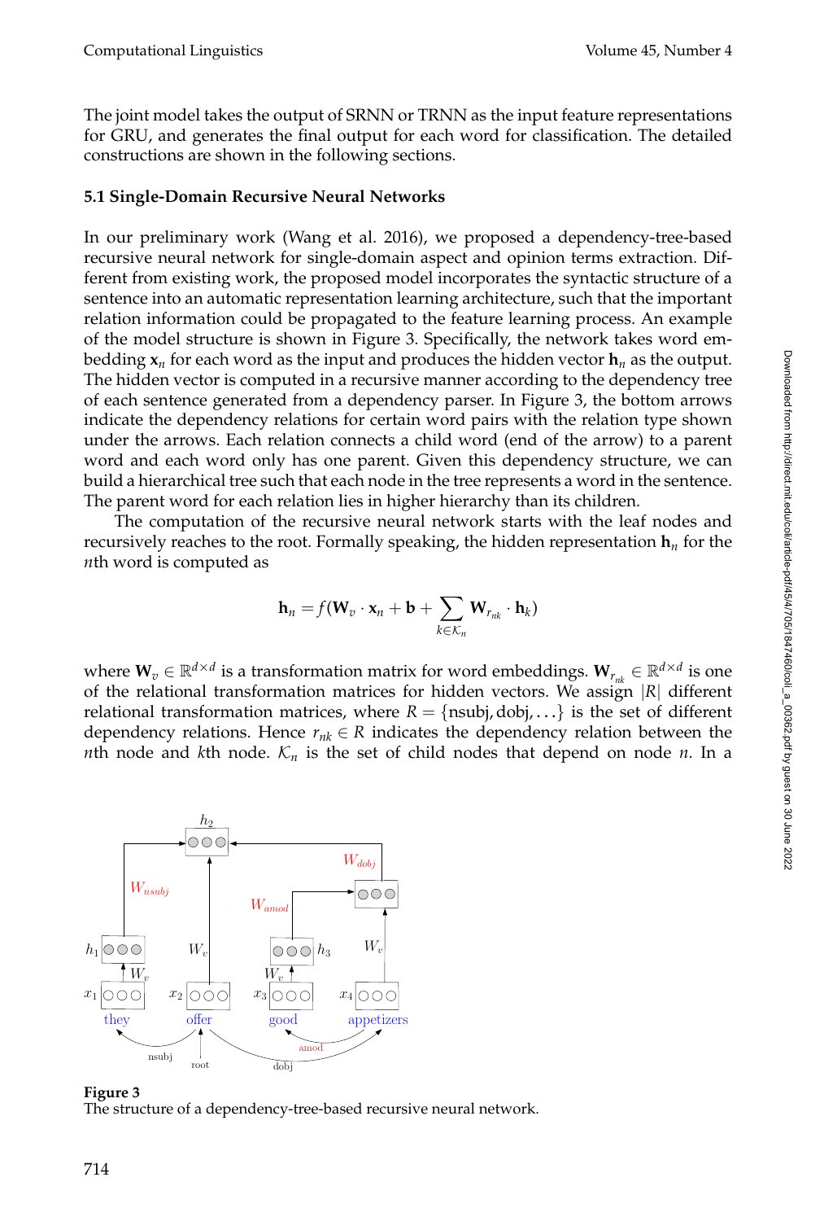The joint model takes the output of SRNN or TRNN as the input feature representations for GRU, and generates the final output for each word for classification. The detailed constructions are shown in the following sections.

### 5.1 Single-Domain Recursive Neural Networks

In our preliminary work (Wang et al. 2016), we proposed a dependency-tree-based recursive neural network for single-domain aspect and opinion terms extraction. Different from existing work, the proposed model incorporates the syntactic structure of a sentence into an automatic representation learning architecture, such that the important relation information could be propagated to the feature learning process. An example of the model structure is shown in Figure 3. Specifically, the network takes word embedding $\mathbf{x}_n$ for each word as the input and produces the hidden vector $\mathbf{h}_n$ as the output. The hidden vector is computed in a recursive manner according to the dependency tree of each sentence generated from a dependency parser. In Figure 3, the bottom arrows indicate the dependency relations for certain word pairs with the relation type shown under the arrows. Each relation connects a child word (end of the arrow) to a parent word and each word only has one parent. Given this dependency structure, we can build a hierarchical tree such that each node in the tree represents a word in the sentence. The parent word for each relation lies in higher hierarchy than its children.

The computation of the recursive neural network starts with the leaf nodes and recursively reaches to the root. Formally speaking, the hidden representation $\mathbf{h}_n$ for the $n$th word is computed as

$$\mathbf{h}_n = f(\mathbf{W}_v \cdot \mathbf{x}_n + \mathbf{b} + \sum_{k \in \mathcal{K}_n} \mathbf{W}_{r_{nk}} \cdot \mathbf{h}_k)$$

where $\mathbf{W}_v \in \mathbb{R}^{d \times d}$ is a transformation matrix for word embeddings. $\mathbf{W}_{r_{nk}} \in \mathbb{R}^{d \times d}$ is one of the relational transformation matrices for hidden vectors. We assign $|R|$ different relational transformation matrices, where $R = \{\text{nsubj}, \text{dobj}, \ldots\}$ is the set of different dependency relations. Hence $r_{nk} \in R$ indicates the dependency relation between the $n$th node and $k$th node. $\mathcal{K}_n$ is the set of child nodes that depend on node $n$. In a

**Figure 3**
The structure of a dependency-tree-based recursive neural network.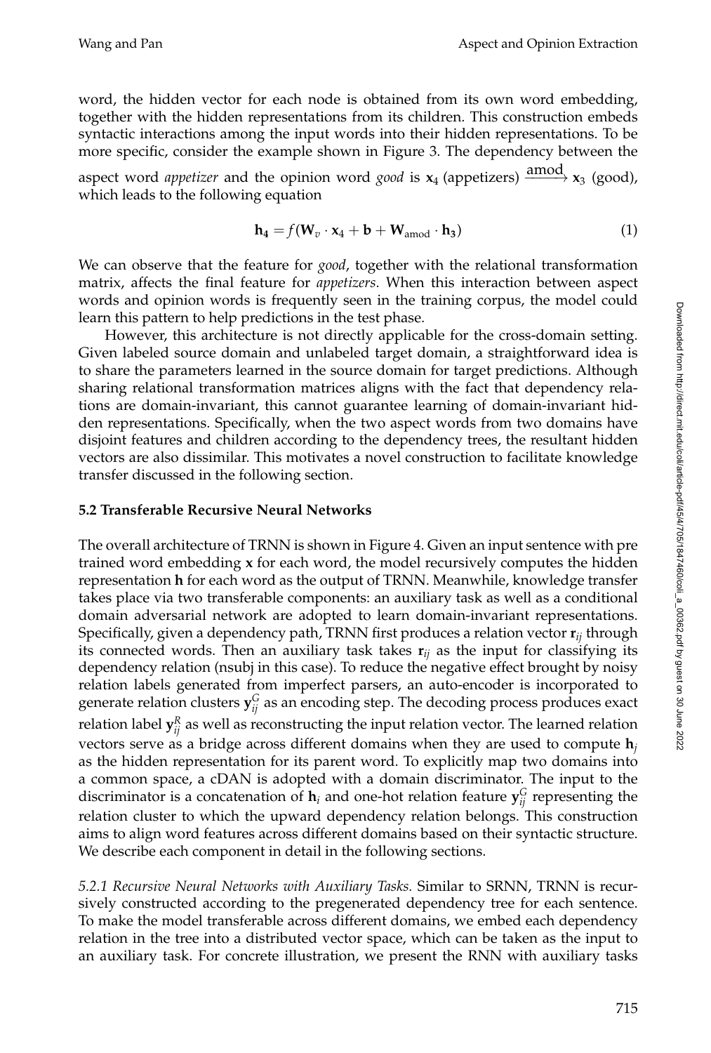word, the hidden vector for each node is obtained from its own word embedding, together with the hidden representations from its children. This construction embeds syntactic interactions among the input words into their hidden representations. To be more specific, consider the example shown in Figure 3. The dependency between the aspect word *appetizer* and the opinion word *good* is $\mathbf{x}_4$ (appetizers) $\xrightarrow{\text{amod}}$ $\mathbf{x}_3$ (good), which leads to the following equation

$$\mathbf{h_4} = f(\mathbf{W}_v \cdot \mathbf{x}_4 + \mathbf{b} + \mathbf{W}_{\text{amod}} \cdot \mathbf{h_3}) \tag{1}$$

We can observe that the feature for *good*, together with the relational transformation matrix, affects the final feature for *appetizers*. When this interaction between aspect words and opinion words is frequently seen in the training corpus, the model could learn this pattern to help predictions in the test phase.

However, this architecture is not directly applicable for the cross-domain setting. Given labeled source domain and unlabeled target domain, a straightforward idea is to share the parameters learned in the source domain for target predictions. Although sharing relational transformation matrices aligns with the fact that dependency relations are domain-invariant, this cannot guarantee learning of domain-invariant hidden representations. Specifically, when the two aspect words from two domains have disjoint features and children according to the dependency trees, the resultant hidden vectors are also dissimilar. This motivates a novel construction to facilitate knowledge transfer discussed in the following section.

### 5.2 Transferable Recursive Neural Networks

The overall architecture of TRNN is shown in Figure 4. Given an input sentence with pre trained word embedding $\mathbf{x}$ for each word, the model recursively computes the hidden representation $\mathbf{h}$ for each word as the output of TRNN. Meanwhile, knowledge transfer takes place via two transferable components: an auxiliary task as well as a conditional domain adversarial network are adopted to learn domain-invariant representations. Specifically, given a dependency path, TRNN first produces a relation vector $\mathbf{r}_{ij}$ through its connected words. Then an auxiliary task takes $\mathbf{r}_{ij}$ as the input for classifying its dependency relation (nsubj in this case). To reduce the negative effect brought by noisy relation labels generated from imperfect parsers, an auto-encoder is incorporated to generate relation clusters $\mathbf{y}_{ij}^{G}$ as an encoding step. The decoding process produces exact relation label $\mathbf{y}_{ij}^{R}$ as well as reconstructing the input relation vector. The learned relation vectors serve as a bridge across different domains when they are used to compute $\mathbf{h}_j$ as the hidden representation for its parent word. To explicitly map two domains into a common space, a cDAN is adopted with a domain discriminator. The input to the discriminator is a concatenation of $\mathbf{h}_i$ and one-hot relation feature $\mathbf{y}_{ij}^{G}$ representing the relation cluster to which the upward dependency relation belongs. This construction aims to align word features across different domains based on their syntactic structure. We describe each component in detail in the following sections.

*5.2.1 Recursive Neural Networks with Auxiliary Tasks.* Similar to SRNN, TRNN is recursively constructed according to the pregenerated dependency tree for each sentence. To make the model transferable across different domains, we embed each dependency relation in the tree into a distributed vector space, which can be taken as the input to an auxiliary task. For concrete illustration, we present the RNN with auxiliary tasks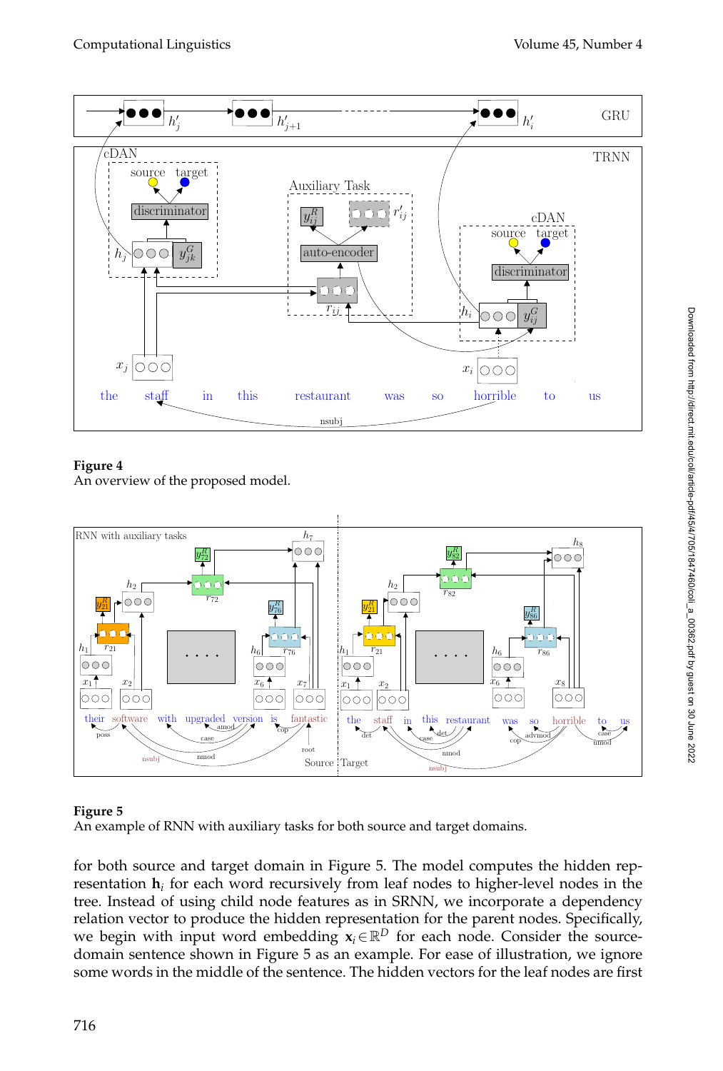**Figure 4**
An overview of the proposed model.

**Figure 5**
An example of RNN with auxiliary tasks for both source and target domains.

for both source and target domain in Figure 5. The model computes the hidden representation $\mathbf{h}_i$ for each word recursively from leaf nodes to higher-level nodes in the tree. Instead of using child node features as in SRNN, we incorporate a dependency relation vector to produce the hidden representation for the parent nodes. Specifically, we begin with input word embedding $\mathbf{x}_i \in \mathbb{R}^D$ for each node. Consider the source-domain sentence shown in Figure 5 as an example. For ease of illustration, we ignore some words in the middle of the sentence. The hidden vectors for the leaf nodes are first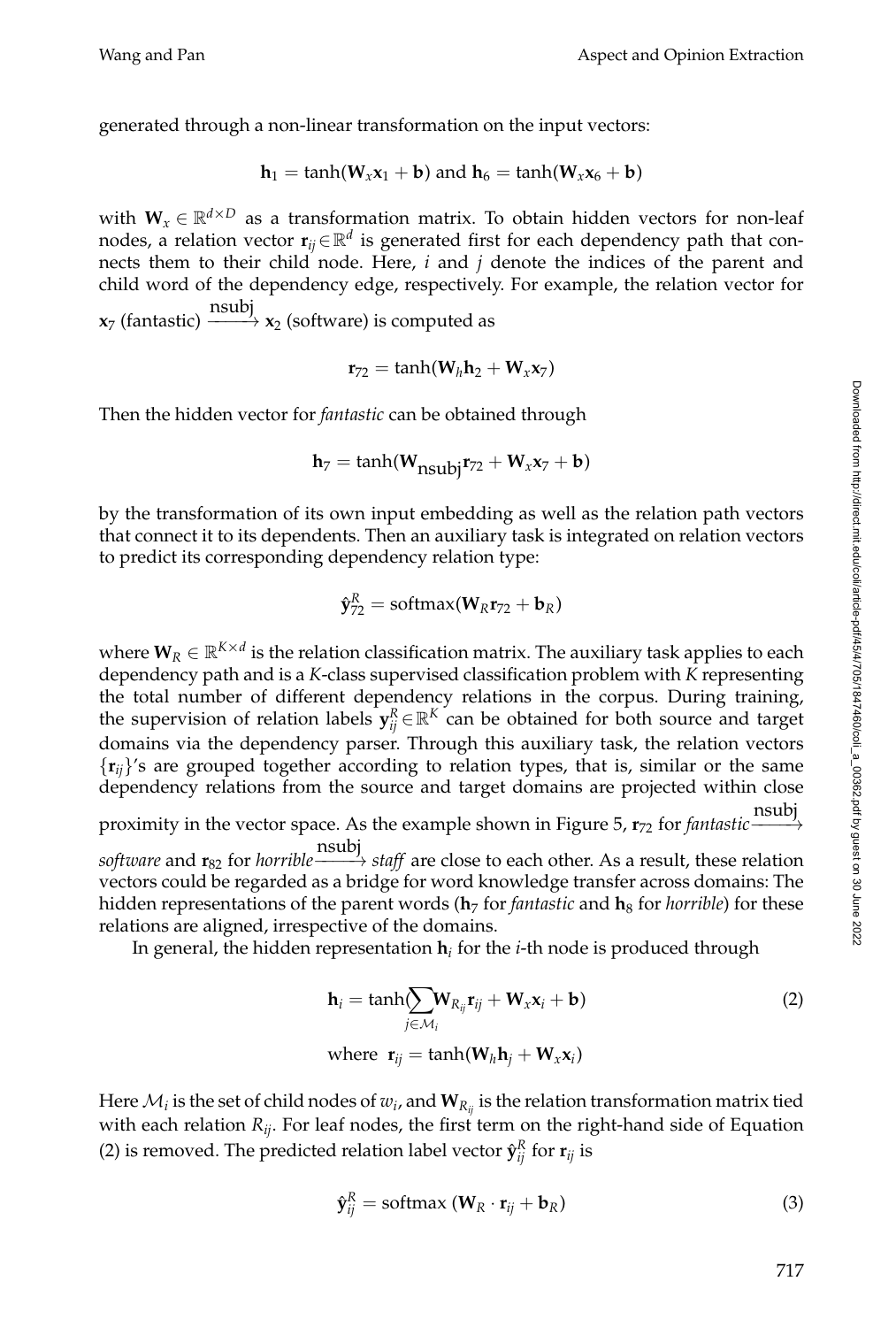generated through a non-linear transformation on the input vectors:

$$\mathbf{h}_1 = \tanh(\mathbf{W}_x\mathbf{x}_1 + \mathbf{b}) \text{ and } \mathbf{h}_6 = \tanh(\mathbf{W}_x\mathbf{x}_6 + \mathbf{b})$$

with $\mathbf{W}_x \in \mathbb{R}^{d\times D}$ as a transformation matrix. To obtain hidden vectors for non-leaf nodes, a relation vector $\mathbf{r}_{ij} \in \mathbb{R}^d$ is generated first for each dependency path that connects them to their child node. Here, $i$ and $j$ denote the indices of the parent and child word of the dependency edge, respectively. For example, the relation vector for $\mathbf{x}_7$ (fantastic) $\xrightarrow{\text{nsubj}}$ $\mathbf{x}_2$ (software) is computed as

$$\mathbf{r}_{72} = \tanh(\mathbf{W}_h\mathbf{h}_2 + \mathbf{W}_x\mathbf{x}_7)$$

Then the hidden vector for *fantastic* can be obtained through

$$\mathbf{h}_7 = \tanh(\mathbf{W}_{\text{nsubj}}\mathbf{r}_{72} + \mathbf{W}_x\mathbf{x}_7 + \mathbf{b})$$

by the transformation of its own input embedding as well as the relation path vectors that connect it to its dependents. Then an auxiliary task is integrated on relation vectors to predict its corresponding dependency relation type:

$$\hat{\mathbf{y}}^R_{72} = \text{softmax}(\mathbf{W}_R\mathbf{r}_{72} + \mathbf{b}_R)$$

where $\mathbf{W}_R \in \mathbb{R}^{K\times d}$ is the relation classification matrix. The auxiliary task applies to each dependency path and is a $K$-class supervised classification problem with $K$ representing the total number of different dependency relations in the corpus. During training, the supervision of relation labels $\mathbf{y}^R_{ij} \in \mathbb{R}^K$ can be obtained for both source and target domains via the dependency parser. Through this auxiliary task, the relation vectors $\{\mathbf{r}_{ij}\}$'s are grouped together according to relation types, that is, similar or the same dependency relations from the source and target domains are projected within close proximity in the vector space. As the example shown in Figure 5, $\mathbf{r}_{72}$ for *fantastic* $\xrightarrow{\text{nsubj}}$ *software* and $\mathbf{r}_{82}$ for *horrible* $\xrightarrow{\text{nsubj}}$ *staff* are close to each other. As a result, these relation vectors could be regarded as a bridge for word knowledge transfer across domains: The hidden representations of the parent words ($\mathbf{h}_7$ for *fantastic* and $\mathbf{h}_8$ for *horrible*) for these relations are aligned, irrespective of the domains.

In general, the hidden representation $\mathbf{h}_i$ for the $i$-th node is produced through

$$\mathbf{h}_i = \tanh\Big(\sum_{j\in\mathcal{M}_i}\mathbf{W}_{R_{ij}}\mathbf{r}_{ij} + \mathbf{W}_x\mathbf{x}_i + \mathbf{b}\Big) \tag{2}$$
$$\text{where } \mathbf{r}_{ij} = \tanh(\mathbf{W}_h\mathbf{h}_j + \mathbf{W}_x\mathbf{x}_i)$$

Here $\mathcal{M}_i$ is the set of child nodes of $w_i$, and $\mathbf{W}_{R_{ij}}$ is the relation transformation matrix tied with each relation $R_{ij}$. For leaf nodes, the first term on the right-hand side of Equation (2) is removed. The predicted relation label vector $\hat{\mathbf{y}}^R_{ij}$ for $\mathbf{r}_{ij}$ is

$$\hat{\mathbf{y}}^R_{ij} = \text{softmax}\,(\mathbf{W}_R \cdot \mathbf{r}_{ij} + \mathbf{b}_R) \tag{3}$$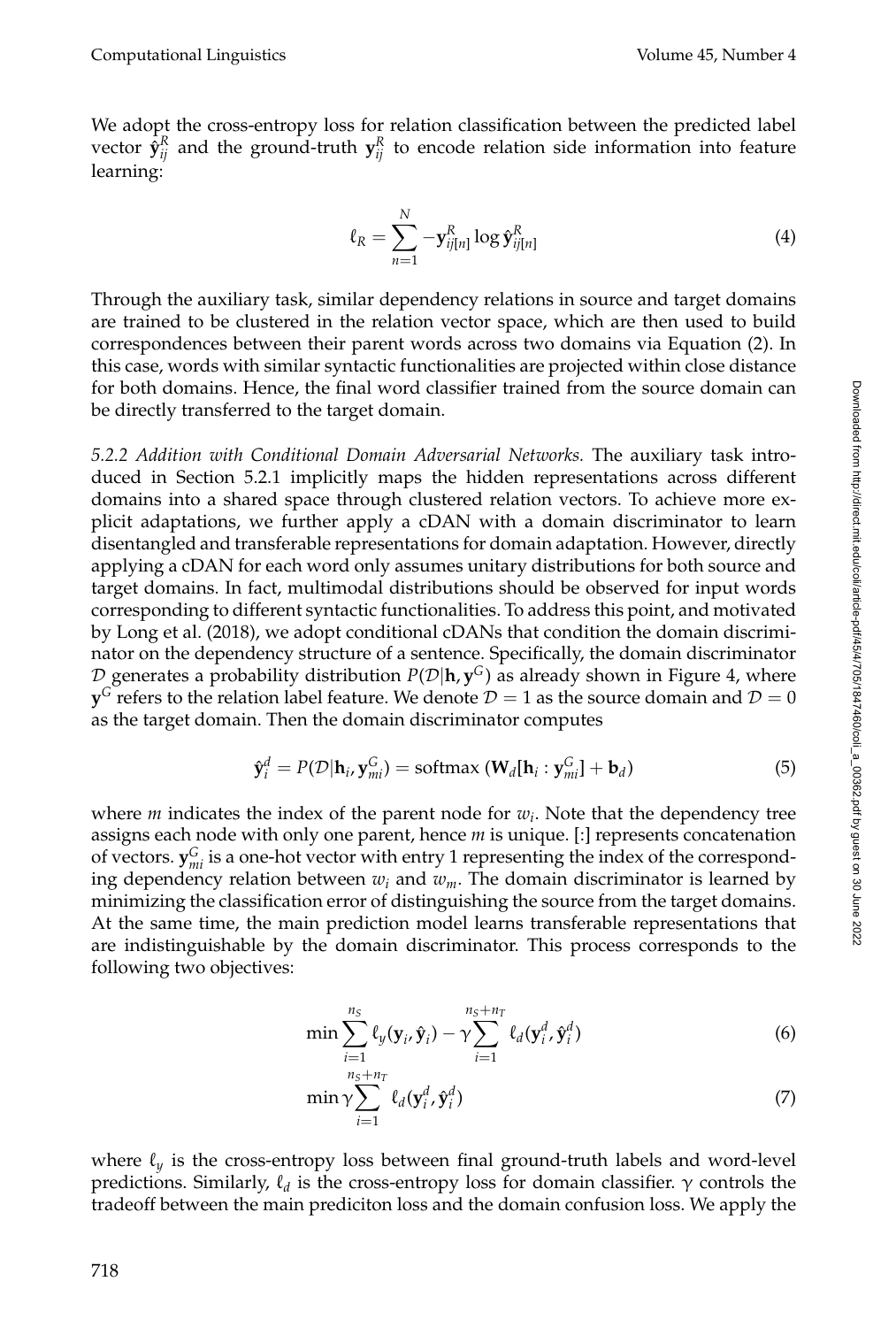We adopt the cross-entropy loss for relation classification between the predicted label vector $\hat{\mathbf{y}}_{ij}^R$ and the ground-truth $\mathbf{y}_{ij}^R$ to encode relation side information into feature learning:

$$\ell_R = \sum_{n=1}^{N} -\mathbf{y}_{ij[n]}^R \log \hat{\mathbf{y}}_{ij[n]}^R \tag{4}$$

Through the auxiliary task, similar dependency relations in source and target domains are trained to be clustered in the relation vector space, which are then used to build correspondences between their parent words across two domains via Equation (2). In this case, words with similar syntactic functionalities are projected within close distance for both domains. Hence, the final word classifier trained from the source domain can be directly transferred to the target domain.

*5.2.2 Addition with Conditional Domain Adversarial Networks.* The auxiliary task introduced in Section 5.2.1 implicitly maps the hidden representations across different domains into a shared space through clustered relation vectors. To achieve more explicit adaptations, we further apply a cDAN with a domain discriminator to learn disentangled and transferable representations for domain adaptation. However, directly applying a cDAN for each word only assumes unitary distributions for both source and target domains. In fact, multimodal distributions should be observed for input words corresponding to different syntactic functionalities. To address this point, and motivated by Long et al. (2018), we adopt conditional cDANs that condition the domain discriminator on the dependency structure of a sentence. Specifically, the domain discriminator $\mathcal{D}$ generates a probability distribution $P(\mathcal{D}|\mathbf{h}, \mathbf{y}^G)$ as already shown in Figure 4, where $\mathbf{y}^G$ refers to the relation label feature. We denote $\mathcal{D} = 1$ as the source domain and $\mathcal{D} = 0$ as the target domain. Then the domain discriminator computes

$$\hat{\mathbf{y}}_i^d = P(\mathcal{D}|\mathbf{h}_i, \mathbf{y}_{mi}^G) = \text{softmax}\left(\mathbf{W}_d[\mathbf{h}_i : \mathbf{y}_{mi}^G] + \mathbf{b}_d\right) \tag{5}$$

where $m$ indicates the index of the parent node for $w_i$. Note that the dependency tree assigns each node with only one parent, hence $m$ is unique. [:] represents concatenation of vectors. $\mathbf{y}_{mi}^G$ is a one-hot vector with entry 1 representing the index of the corresponding dependency relation between $w_i$ and $w_m$. The domain discriminator is learned by minimizing the classification error of distinguishing the source from the target domains. At the same time, the main prediction model learns transferable representations that are indistinguishable by the domain discriminator. This process corresponds to the following two objectives:

$$\min \sum_{i=1}^{n_S} \ell_y(\mathbf{y}_i, \hat{\mathbf{y}}_i) - \gamma \sum_{i=1}^{n_S+n_T} \ell_d(\mathbf{y}_i^d, \hat{\mathbf{y}}_i^d) \tag{6}$$

$$\min \gamma \sum_{i=1}^{n_S+n_T} \ell_d(\mathbf{y}_i^d, \hat{\mathbf{y}}_i^d) \tag{7}$$

where $\ell_y$ is the cross-entropy loss between final ground-truth labels and word-level predictions. Similarly, $\ell_d$ is the cross-entropy loss for domain classifier. $\gamma$ controls the tradeoff between the main prediciton loss and the domain confusion loss. We apply the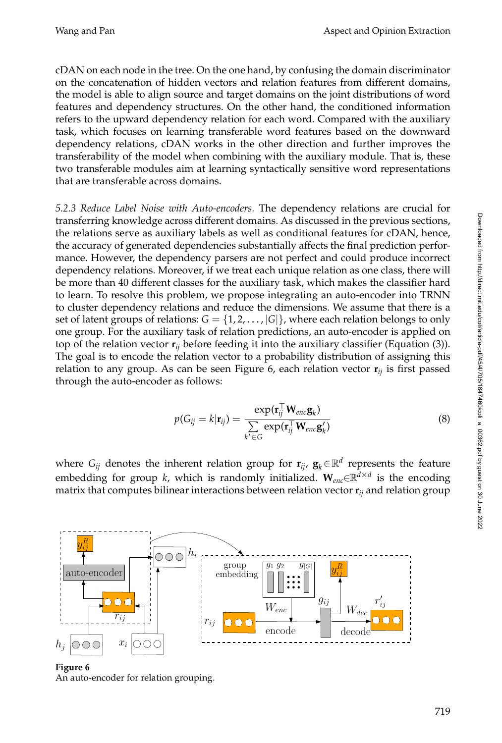cDAN on each node in the tree. On the one hand, by confusing the domain discriminator on the concatenation of hidden vectors and relation features from different domains, the model is able to align source and target domains on the joint distributions of word features and dependency structures. On the other hand, the conditioned information refers to the upward dependency relation for each word. Compared with the auxiliary task, which focuses on learning transferable word features based on the downward dependency relations, cDAN works in the other direction and further improves the transferability of the model when combining with the auxiliary module. That is, these two transferable modules aim at learning syntactically sensitive word representations that are transferable across domains.

*5.2.3 Reduce Label Noise with Auto-encoders.* The dependency relations are crucial for transferring knowledge across different domains. As discussed in the previous sections, the relations serve as auxiliary labels as well as conditional features for cDAN, hence, the accuracy of generated dependencies substantially affects the final prediction performance. However, the dependency parsers are not perfect and could produce incorrect dependency relations. Moreover, if we treat each unique relation as one class, there will be more than 40 different classes for the auxiliary task, which makes the classifier hard to learn. To resolve this problem, we propose integrating an auto-encoder into TRNN to cluster dependency relations and reduce the dimensions. We assume that there is a set of latent groups of relations: $G = \{1, 2, \ldots, |G|\}$, where each relation belongs to only one group. For the auxiliary task of relation predictions, an auto-encoder is applied on top of the relation vector $\mathbf{r}_{ij}$ before feeding it into the auxiliary classifier (Equation (3)). The goal is to encode the relation vector to a probability distribution of assigning this relation to any group. As can be seen Figure 6, each relation vector $\mathbf{r}_{ij}$ is first passed through the auto-encoder as follows:

$$p(G_{ij} = k|\mathbf{r}_{ij}) = \frac{\exp(\mathbf{r}_{ij}^{\top}\mathbf{W}_{enc}\mathbf{g}_k)}{\sum\limits_{k' \in G} \exp(\mathbf{r}_{ij}^{\top}\mathbf{W}_{enc}\mathbf{g}'_k)} \tag{8}$$

where $G_{ij}$ denotes the inherent relation group for $\mathbf{r}_{ij}$, $\mathbf{g}_k \in \mathbb{R}^d$ represents the feature embedding for group $k$, which is randomly initialized. $\mathbf{W}_{enc} \in \mathbb{R}^{d \times d}$ is the encoding matrix that computes bilinear interactions between relation vector $\mathbf{r}_{ij}$ and relation group

**Figure 6**
An auto-encoder for relation grouping.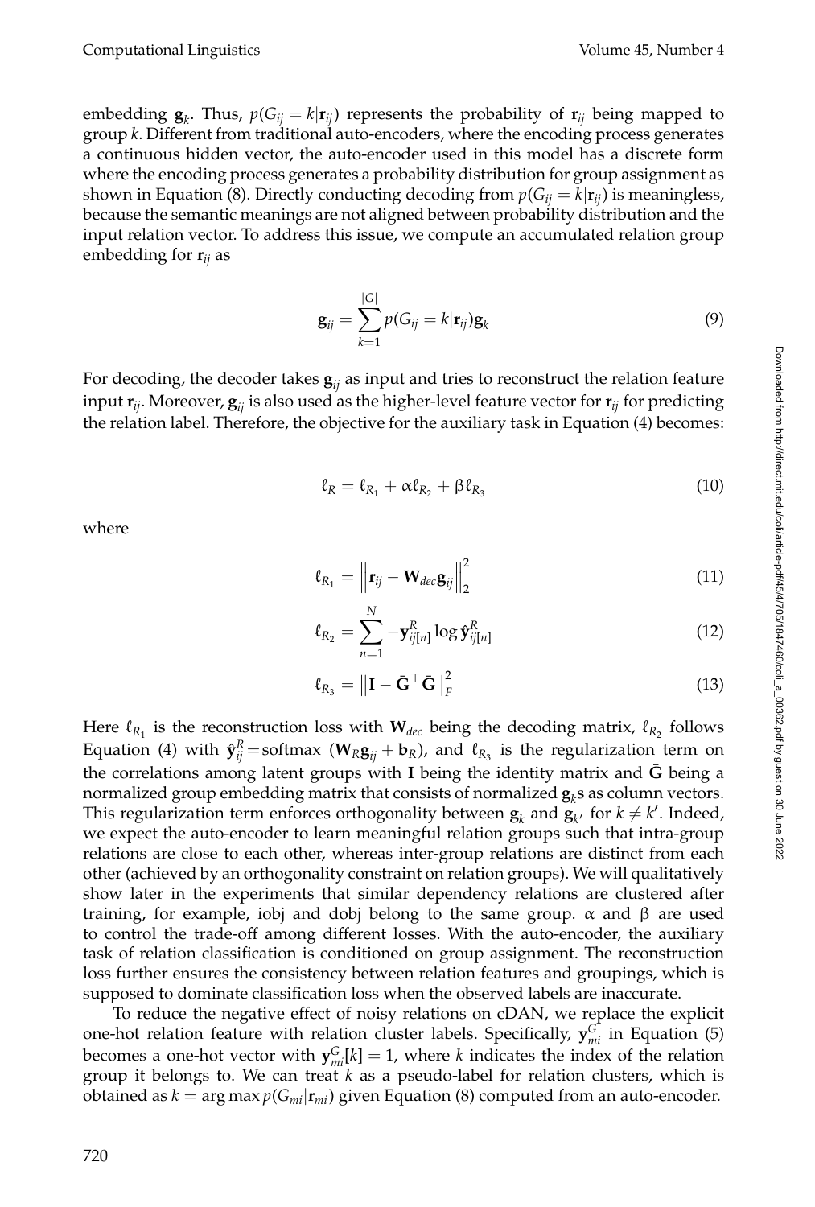embedding $\mathbf{g}_k$. Thus, $p(G_{ij} = k|\mathbf{r}_{ij})$ represents the probability of $\mathbf{r}_{ij}$ being mapped to group $k$. Different from traditional auto-encoders, where the encoding process generates a continuous hidden vector, the auto-encoder used in this model has a discrete form where the encoding process generates a probability distribution for group assignment as shown in Equation (8). Directly conducting decoding from $p(G_{ij} = k|\mathbf{r}_{ij})$ is meaningless, because the semantic meanings are not aligned between probability distribution and the input relation vector. To address this issue, we compute an accumulated relation group embedding for $\mathbf{r}_{ij}$ as

$$\mathbf{g}_{ij} = \sum_{k=1}^{|G|} p(G_{ij} = k|\mathbf{r}_{ij})\mathbf{g}_k \tag{9}$$

For decoding, the decoder takes $\mathbf{g}_{ij}$ as input and tries to reconstruct the relation feature input $\mathbf{r}_{ij}$. Moreover, $\mathbf{g}_{ij}$ is also used as the higher-level feature vector for $\mathbf{r}_{ij}$ for predicting the relation label. Therefore, the objective for the auxiliary task in Equation (4) becomes:

$$\ell_R = \ell_{R_1} + \alpha\ell_{R_2} + \beta\ell_{R_3} \tag{10}$$

where

$$\ell_{R_1} = \left\|\mathbf{r}_{ij} - \mathbf{W}_{dec}\mathbf{g}_{ij}\right\|_2^2 \tag{11}$$

$$\ell_{R_2} = \sum_{n=1}^{N} -\mathbf{y}_{ij[n]}^{R} \log \hat{\mathbf{y}}_{ij[n]}^{R} \tag{12}$$

$$\ell_{R_3} = \left\|\mathbf{I} - \bar{\mathbf{G}}^{\top}\bar{\mathbf{G}}\right\|_F^2 \tag{13}$$

Here $\ell_{R_1}$ is the reconstruction loss with $\mathbf{W}_{dec}$ being the decoding matrix, $\ell_{R_2}$ follows Equation (4) with $\hat{\mathbf{y}}_{ij}^{R} = \text{softmax}\ (\mathbf{W}_R\mathbf{g}_{ij} + \mathbf{b}_R)$, and $\ell_{R_3}$ is the regularization term on the correlations among latent groups with $\mathbf{I}$ being the identity matrix and $\bar{\mathbf{G}}$ being a normalized group embedding matrix that consists of normalized $\mathbf{g}_k$s as column vectors. This regularization term enforces orthogonality between $\mathbf{g}_k$ and $\mathbf{g}_{k'}$ for $k \neq k'$. Indeed, we expect the auto-encoder to learn meaningful relation groups such that intra-group relations are close to each other, whereas inter-group relations are distinct from each other (achieved by an orthogonality constraint on relation groups). We will qualitatively show later in the experiments that similar dependency relations are clustered after training, for example, iobj and dobj belong to the same group. $\alpha$ and $\beta$ are used to control the trade-off among different losses. With the auto-encoder, the auxiliary task of relation classification is conditioned on group assignment. The reconstruction loss further ensures the consistency between relation features and groupings, which is supposed to dominate classification loss when the observed labels are inaccurate.

To reduce the negative effect of noisy relations on cDAN, we replace the explicit one-hot relation feature with relation cluster labels. Specifically, $\mathbf{y}_{mi}^{G}$ in Equation (5) becomes a one-hot vector with $\mathbf{y}_{mi}^{G}[k] = 1$, where $k$ indicates the index of the relation group it belongs to. We can treat $k$ as a pseudo-label for relation clusters, which is obtained as $k = \arg\max p(G_{mi}|\mathbf{r}_{mi})$ given Equation (8) computed from an auto-encoder.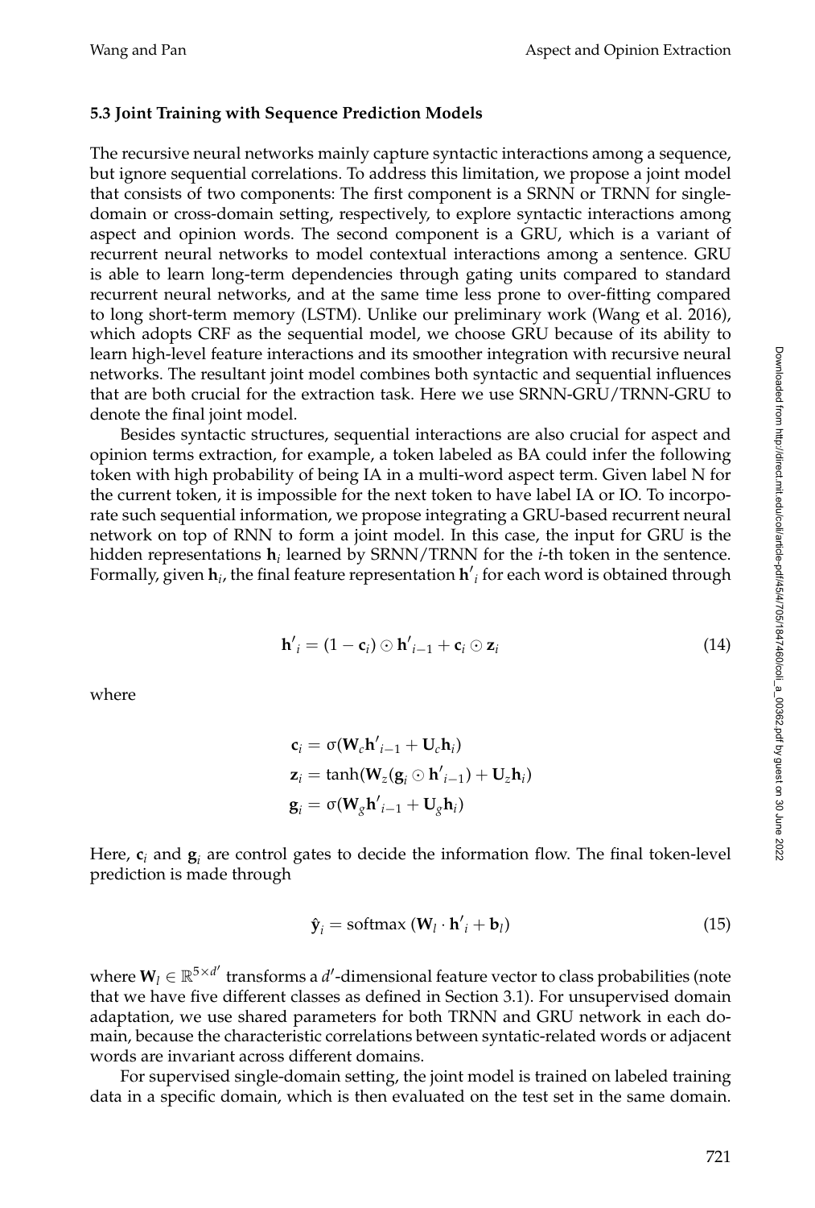### 5.3 Joint Training with Sequence Prediction Models

The recursive neural networks mainly capture syntactic interactions among a sequence, but ignore sequential correlations. To address this limitation, we propose a joint model that consists of two components: The first component is a SRNN or TRNN for single-domain or cross-domain setting, respectively, to explore syntactic interactions among aspect and opinion words. The second component is a GRU, which is a variant of recurrent neural networks to model contextual interactions among a sentence. GRU is able to learn long-term dependencies through gating units compared to standard recurrent neural networks, and at the same time less prone to over-fitting compared to long short-term memory (LSTM). Unlike our preliminary work (Wang et al. 2016), which adopts CRF as the sequential model, we choose GRU because of its ability to learn high-level feature interactions and its smoother integration with recursive neural networks. The resultant joint model combines both syntactic and sequential influences that are both crucial for the extraction task. Here we use SRNN-GRU/TRNN-GRU to denote the final joint model.

Besides syntactic structures, sequential interactions are also crucial for aspect and opinion terms extraction, for example, a token labeled as BA could infer the following token with high probability of being IA in a multi-word aspect term. Given label N for the current token, it is impossible for the next token to have label IA or IO. To incorporate such sequential information, we propose integrating a GRU-based recurrent neural network on top of RNN to form a joint model. In this case, the input for GRU is the hidden representations $\mathbf{h}_i$ learned by SRNN/TRNN for the $i$-th token in the sentence. Formally, given $\mathbf{h}_i$, the final feature representation $\mathbf{h}'_i$ for each word is obtained through

$$\mathbf{h}'_i = (1 - \mathbf{c}_i) \odot \mathbf{h}'_{i-1} + \mathbf{c}_i \odot \mathbf{z}_i \tag{14}$$

where

$$\begin{aligned}
\mathbf{c}_i &= \sigma(\mathbf{W}_c \mathbf{h}'_{i-1} + \mathbf{U}_c \mathbf{h}_i) \\
\mathbf{z}_i &= \tanh(\mathbf{W}_z(\mathbf{g}_i \odot \mathbf{h}'_{i-1}) + \mathbf{U}_z \mathbf{h}_i) \\
\mathbf{g}_i &= \sigma(\mathbf{W}_g \mathbf{h}'_{i-1} + \mathbf{U}_g \mathbf{h}_i)
\end{aligned}$$

Here, $\mathbf{c}_i$ and $\mathbf{g}_i$ are control gates to decide the information flow. The final token-level prediction is made through

$$\hat{\mathbf{y}}_i = \text{softmax}\,(\mathbf{W}_l \cdot \mathbf{h}'_i + \mathbf{b}_l) \tag{15}$$

where $\mathbf{W}_l \in \mathbb{R}^{5 \times d'}$ transforms a $d'$-dimensional feature vector to class probabilities (note that we have five different classes as defined in Section 3.1). For unsupervised domain adaptation, we use shared parameters for both TRNN and GRU network in each domain, because the characteristic correlations between syntatic-related words or adjacent words are invariant across different domains.

For supervised single-domain setting, the joint model is trained on labeled training data in a specific domain, which is then evaluated on the test set in the same domain.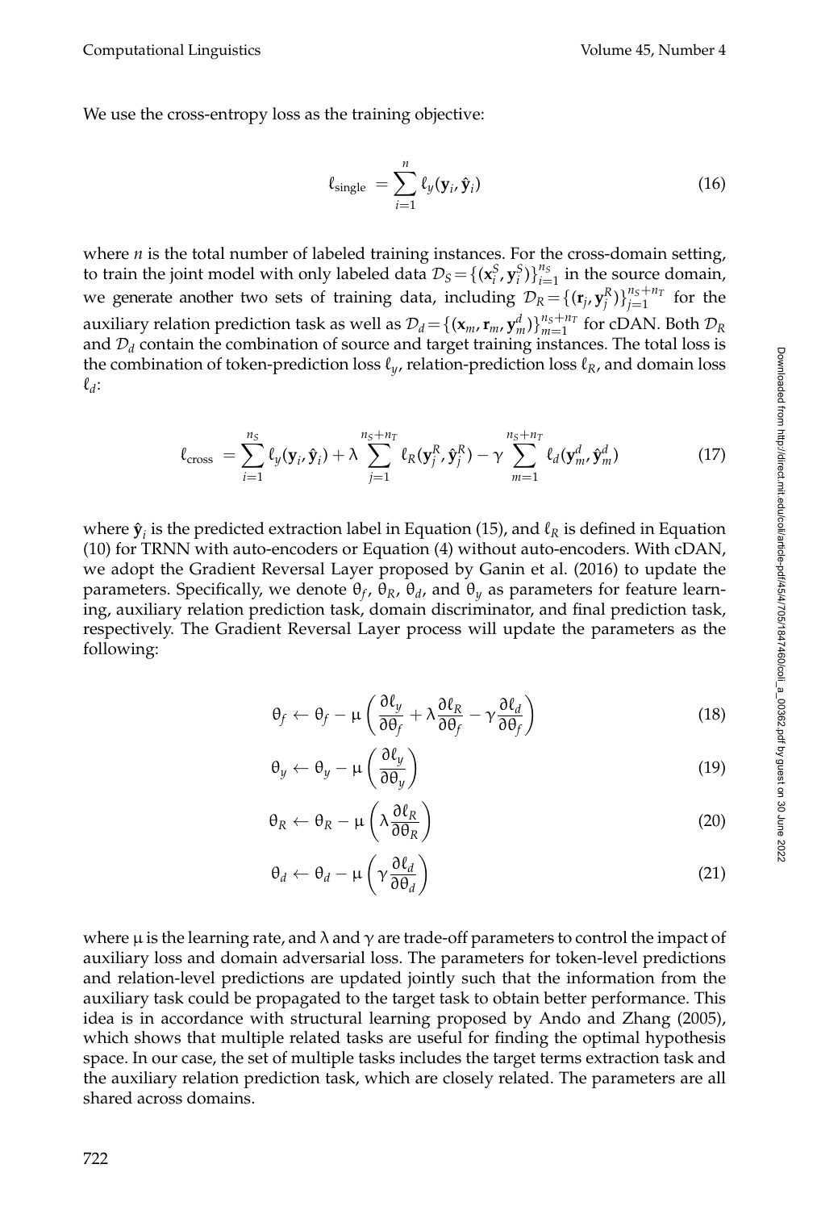We use the cross-entropy loss as the training objective:

$$\ell_{\text{single}} = \sum_{i=1}^{n} \ell_y(\mathbf{y}_i, \hat{\mathbf{y}}_i) \tag{16}$$

where $n$ is the total number of labeled training instances. For the cross-domain setting, to train the joint model with only labeled data $\mathcal{D}_S = \{(\mathbf{x}_i^S, \mathbf{y}_i^S)\}_{i=1}^{n_S}$ in the source domain, we generate another two sets of training data, including $\mathcal{D}_R = \{(\mathbf{r}_j, \mathbf{y}_j^R)\}_{j=1}^{n_S+n_T}$ for the auxiliary relation prediction task as well as $\mathcal{D}_d = \{(\mathbf{x}_m, \mathbf{r}_m, \mathbf{y}_m^d)\}_{m=1}^{n_S+n_T}$ for cDAN. Both $\mathcal{D}_R$ and $\mathcal{D}_d$ contain the combination of source and target training instances. The total loss is the combination of token-prediction loss $\ell_y$, relation-prediction loss $\ell_R$, and domain loss $\ell_d$:

$$\ell_{\text{cross}} = \sum_{i=1}^{n_S} \ell_y(\mathbf{y}_i, \hat{\mathbf{y}}_i) + \lambda \sum_{j=1}^{n_S+n_T} \ell_R(\mathbf{y}_j^R, \hat{\mathbf{y}}_j^R) - \gamma \sum_{m=1}^{n_S+n_T} \ell_d(\mathbf{y}_m^d, \hat{\mathbf{y}}_m^d) \tag{17}$$

where $\hat{\mathbf{y}}_i$ is the predicted extraction label in Equation (15), and $\ell_R$ is defined in Equation (10) for TRNN with auto-encoders or Equation (4) without auto-encoders. With cDAN, we adopt the Gradient Reversal Layer proposed by Ganin et al. (2016) to update the parameters. Specifically, we denote $\theta_f$, $\theta_R$, $\theta_d$, and $\theta_y$ as parameters for feature learning, auxiliary relation prediction task, domain discriminator, and final prediction task, respectively. The Gradient Reversal Layer process will update the parameters as the following:

$$\theta_f \leftarrow \theta_f - \mu \left( \frac{\partial \ell_y}{\partial \theta_f} + \lambda \frac{\partial \ell_R}{\partial \theta_f} - \gamma \frac{\partial \ell_d}{\partial \theta_f} \right) \tag{18}$$

$$\theta_y \leftarrow \theta_y - \mu \left( \frac{\partial \ell_y}{\partial \theta_y} \right) \tag{19}$$

$$\theta_R \leftarrow \theta_R - \mu \left( \lambda \frac{\partial \ell_R}{\partial \theta_R} \right) \tag{20}$$

$$\theta_d \leftarrow \theta_d - \mu \left( \gamma \frac{\partial \ell_d}{\partial \theta_d} \right) \tag{21}$$

where $\mu$ is the learning rate, and $\lambda$ and $\gamma$ are trade-off parameters to control the impact of auxiliary loss and domain adversarial loss. The parameters for token-level predictions and relation-level predictions are updated jointly such that the information from the auxiliary task could be propagated to the target task to obtain better performance. This idea is in accordance with structural learning proposed by Ando and Zhang (2005), which shows that multiple related tasks are useful for finding the optimal hypothesis space. In our case, the set of multiple tasks includes the target terms extraction task and the auxiliary relation prediction task, which are closely related. The parameters are all shared across domains.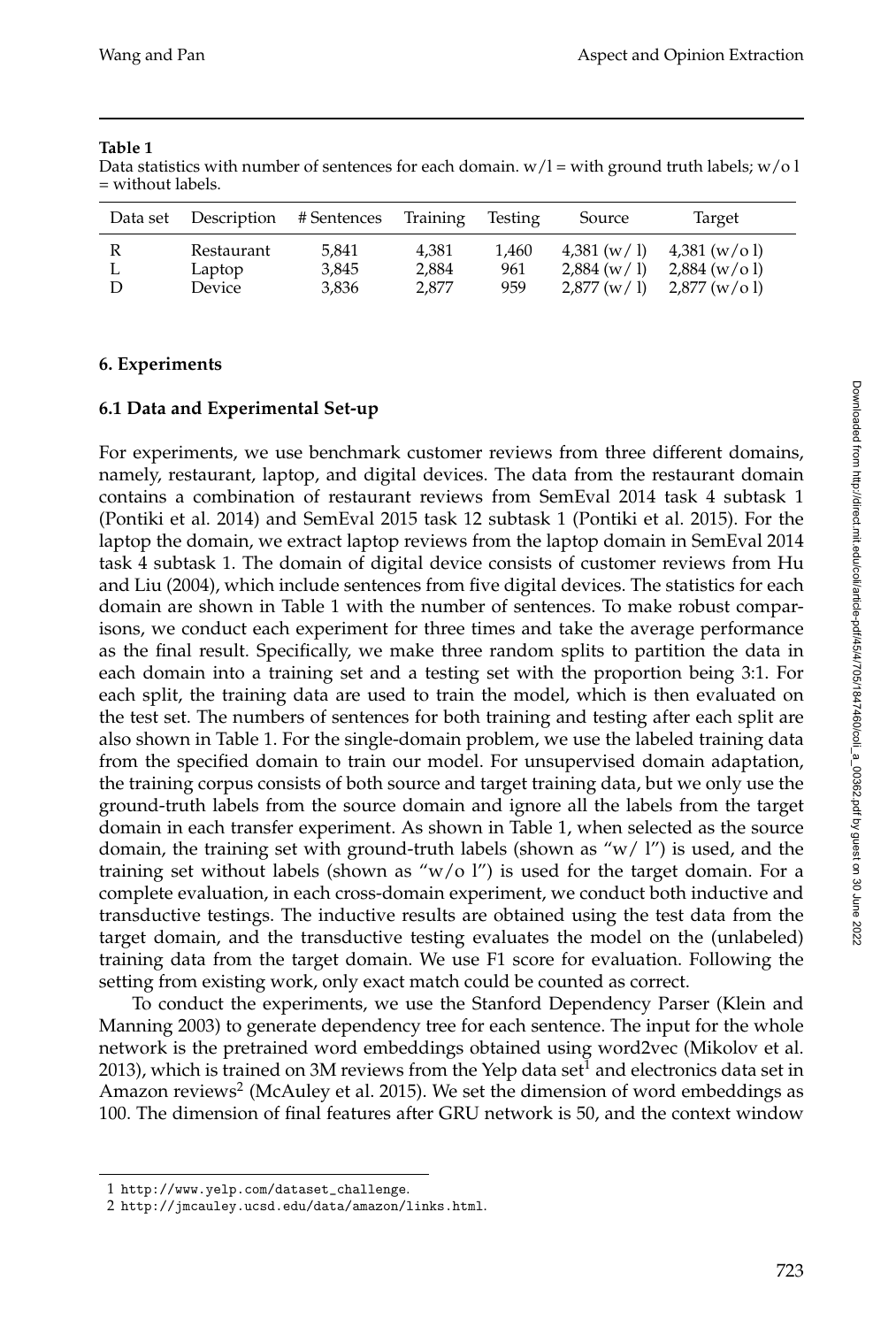**Table 1**
Data statistics with number of sentences for each domain. w/l = with ground truth labels; w/o l = without labels.

| Data set | Description | # Sentences | Training | Testing | Source | Target |
|---|---|---|---|---|---|---|
| R | Restaurant | 5,841 | 4,381 | 1,460 | 4,381 (w/ l) | 4,381 (w/o l) |
| L | Laptop | 3,845 | 2,884 | 961 | 2,884 (w/ l) | 2,884 (w/o l) |
| D | Device | 3,836 | 2,877 | 959 | 2,877 (w/ l) | 2,877 (w/o l) |

## 6. Experiments

### 6.1 Data and Experimental Set-up

For experiments, we use benchmark customer reviews from three different domains, namely, restaurant, laptop, and digital devices. The data from the restaurant domain contains a combination of restaurant reviews from SemEval 2014 task 4 subtask 1 (Pontiki et al. 2014) and SemEval 2015 task 12 subtask 1 (Pontiki et al. 2015). For the laptop the domain, we extract laptop reviews from the laptop domain in SemEval 2014 task 4 subtask 1. The domain of digital device consists of customer reviews from Hu and Liu (2004), which include sentences from five digital devices. The statistics for each domain are shown in Table 1 with the number of sentences. To make robust comparisons, we conduct each experiment for three times and take the average performance as the final result. Specifically, we make three random splits to partition the data in each domain into a training set and a testing set with the proportion being 3:1. For each split, the training data are used to train the model, which is then evaluated on the test set. The numbers of sentences for both training and testing after each split are also shown in Table 1. For the single-domain problem, we use the labeled training data from the specified domain to train our model. For unsupervised domain adaptation, the training corpus consists of both source and target training data, but we only use the ground-truth labels from the source domain and ignore all the labels from the target domain in each transfer experiment. As shown in Table 1, when selected as the source domain, the training set with ground-truth labels (shown as "w/ l") is used, and the training set without labels (shown as "w/o l") is used for the target domain. For a complete evaluation, in each cross-domain experiment, we conduct both inductive and transductive testings. The inductive results are obtained using the test data from the target domain, and the transductive testing evaluates the model on the (unlabeled) training data from the target domain. We use F1 score for evaluation. Following the setting from existing work, only exact match could be counted as correct.

To conduct the experiments, we use the Stanford Dependency Parser (Klein and Manning 2003) to generate dependency tree for each sentence. The input for the whole network is the pretrained word embeddings obtained using word2vec (Mikolov et al. 2013), which is trained on 3M reviews from the Yelp data set[1] and electronics data set in Amazon reviews[2] (McAuley et al. 2015). We set the dimension of word embeddings as 100. The dimension of final features after GRU network is 50, and the context window

---

1 http://www.yelp.com/dataset_challenge.

2 http://jmcauley.ucsd.edu/data/amazon/links.html.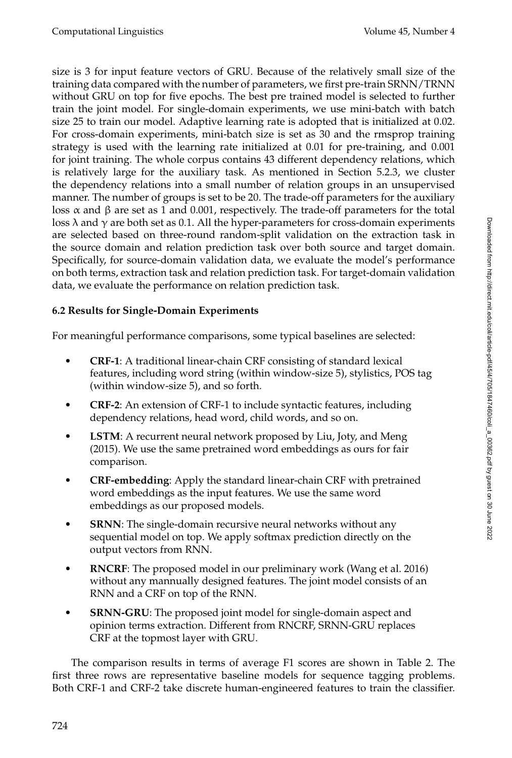size is 3 for input feature vectors of GRU. Because of the relatively small size of the training data compared with the number of parameters, we first pre-train SRNN/TRNN without GRU on top for five epochs. The best pre trained model is selected to further train the joint model. For single-domain experiments, we use mini-batch with batch size 25 to train our model. Adaptive learning rate is adopted that is initialized at 0.02. For cross-domain experiments, mini-batch size is set as 30 and the rmsprop training strategy is used with the learning rate initialized at 0.01 for pre-training, and 0.001 for joint training. The whole corpus contains 43 different dependency relations, which is relatively large for the auxiliary task. As mentioned in Section 5.2.3, we cluster the dependency relations into a small number of relation groups in an unsupervised manner. The number of groups is set to be 20. The trade-off parameters for the auxiliary loss $\alpha$ and $\beta$ are set as 1 and 0.001, respectively. The trade-off parameters for the total loss $\lambda$ and $\gamma$ are both set as 0.1. All the hyper-parameters for cross-domain experiments are selected based on three-round random-split validation on the extraction task in the source domain and relation prediction task over both source and target domain. Specifically, for source-domain validation data, we evaluate the model's performance on both terms, extraction task and relation prediction task. For target-domain validation data, we evaluate the performance on relation prediction task.

### 6.2 Results for Single-Domain Experiments

For meaningful performance comparisons, some typical baselines are selected:

- **CRF-1**: A traditional linear-chain CRF consisting of standard lexical features, including word string (within window-size 5), stylistics, POS tag (within window-size 5), and so forth.
- **CRF-2**: An extension of CRF-1 to include syntactic features, including dependency relations, head word, child words, and so on.
- **LSTM**: A recurrent neural network proposed by Liu, Joty, and Meng (2015). We use the same pretrained word embeddings as ours for fair comparison.
- **CRF-embedding**: Apply the standard linear-chain CRF with pretrained word embeddings as the input features. We use the same word embeddings as our proposed models.
- **SRNN**: The single-domain recursive neural networks without any sequential model on top. We apply softmax prediction directly on the output vectors from RNN.
- **RNCRF**: The proposed model in our preliminary work (Wang et al. 2016) without any mannually designed features. The joint model consists of an RNN and a CRF on top of the RNN.
- **SRNN-GRU**: The proposed joint model for single-domain aspect and opinion terms extraction. Different from RNCRF, SRNN-GRU replaces CRF at the topmost layer with GRU.

The comparison results in terms of average F1 scores are shown in Table 2. The first three rows are representative baseline models for sequence tagging problems. Both CRF-1 and CRF-2 take discrete human-engineered features to train the classifier.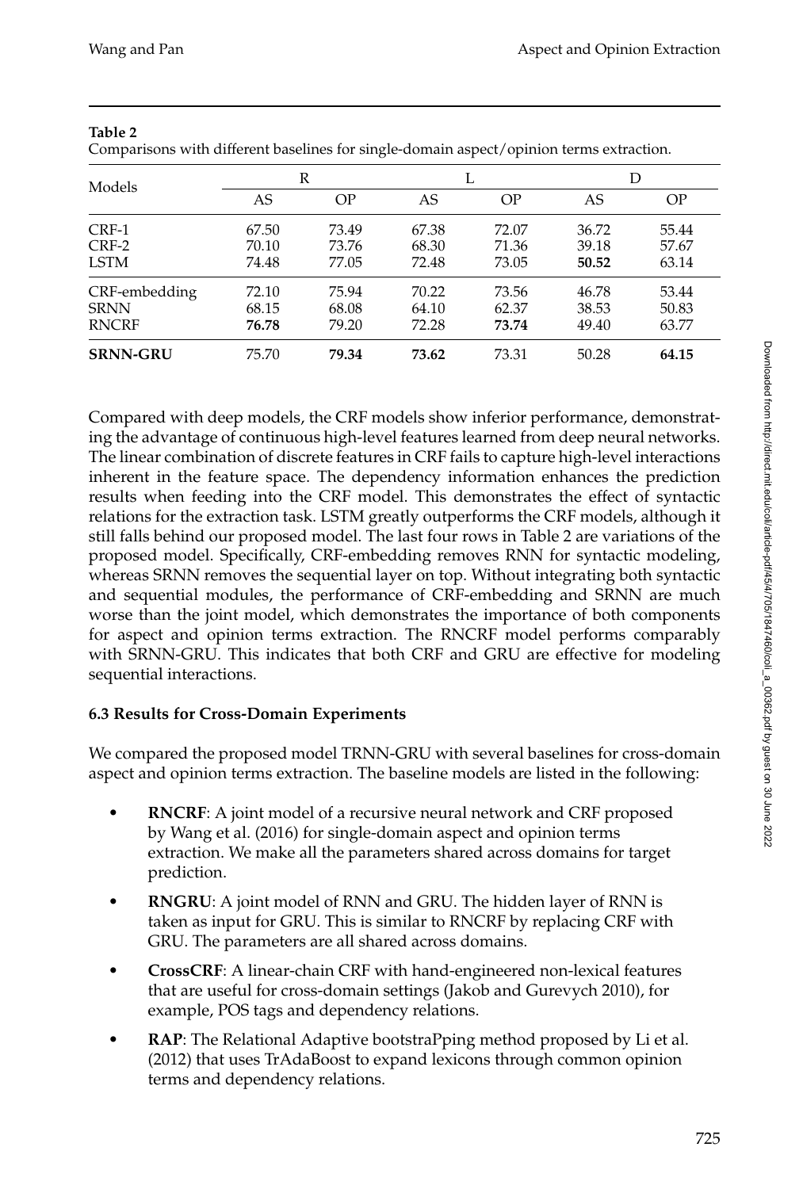**Table 2**
Comparisons with different baselines for single-domain aspect/opinion terms extraction.

| Models | R | | L | | D | |
|---|---|---|---|---|---|---|
| | AS | OP | AS | OP | AS | OP |
| CRF-1 | 67.50 | 73.49 | 67.38 | 72.07 | 36.72 | 55.44 |
| CRF-2 | 70.10 | 73.76 | 68.30 | 71.36 | 39.18 | 57.67 |
| LSTM | 74.48 | 77.05 | 72.48 | 73.05 | **50.52** | 63.14 |
| CRF-embedding | 72.10 | 75.94 | 70.22 | 73.56 | 46.78 | 53.44 |
| SRNN | 68.15 | 68.08 | 64.10 | 62.37 | 38.53 | 50.83 |
| RNCRF | **76.78** | 79.20 | 72.28 | **73.74** | 49.40 | 63.77 |
| **SRNN-GRU** | 75.70 | **79.34** | **73.62** | 73.31 | 50.28 | **64.15** |

Compared with deep models, the CRF models show inferior performance, demonstrating the advantage of continuous high-level features learned from deep neural networks. The linear combination of discrete features in CRF fails to capture high-level interactions inherent in the feature space. The dependency information enhances the prediction results when feeding into the CRF model. This demonstrates the effect of syntactic relations for the extraction task. LSTM greatly outperforms the CRF models, although it still falls behind our proposed model. The last four rows in Table 2 are variations of the proposed model. Specifically, CRF-embedding removes RNN for syntactic modeling, whereas SRNN removes the sequential layer on top. Without integrating both syntactic and sequential modules, the performance of CRF-embedding and SRNN are much worse than the joint model, which demonstrates the importance of both components for aspect and opinion terms extraction. The RNCRF model performs comparably with SRNN-GRU. This indicates that both CRF and GRU are effective for modeling sequential interactions.

### 6.3 Results for Cross-Domain Experiments

We compared the proposed model TRNN-GRU with several baselines for cross-domain aspect and opinion terms extraction. The baseline models are listed in the following:

- **RNCRF**: A joint model of a recursive neural network and CRF proposed by Wang et al. (2016) for single-domain aspect and opinion terms extraction. We make all the parameters shared across domains for target prediction.
- **RNGRU**: A joint model of RNN and GRU. The hidden layer of RNN is taken as input for GRU. This is similar to RNCRF by replacing CRF with GRU. The parameters are all shared across domains.
- **CrossCRF**: A linear-chain CRF with hand-engineered non-lexical features that are useful for cross-domain settings (Jakob and Gurevych 2010), for example, POS tags and dependency relations.
- **RAP**: The Relational Adaptive bootstraPping method proposed by Li et al. (2012) that uses TrAdaBoost to expand lexicons through common opinion terms and dependency relations.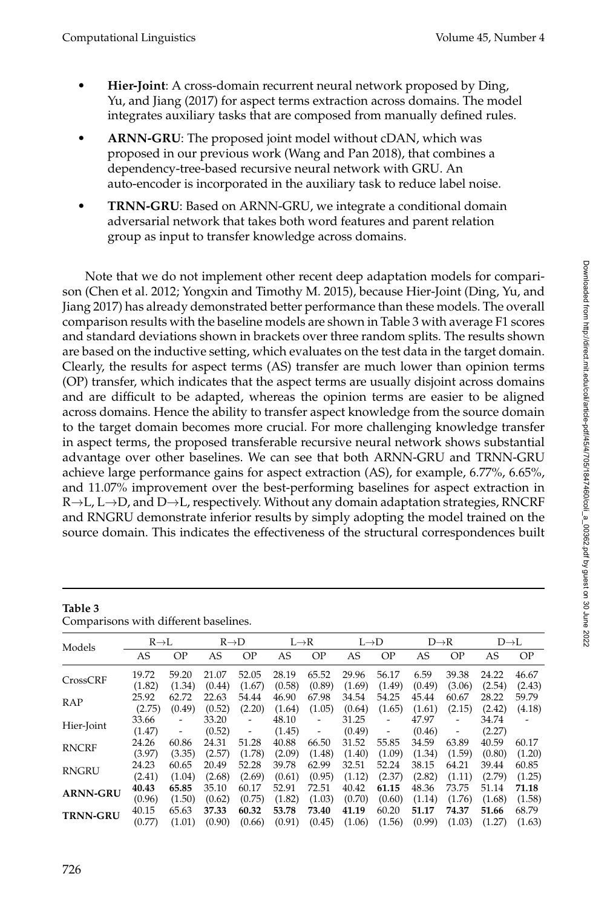- **Hier-Joint**: A cross-domain recurrent neural network proposed by Ding, Yu, and Jiang (2017) for aspect terms extraction across domains. The model integrates auxiliary tasks that are composed from manually defined rules.
- **ARNN-GRU**: The proposed joint model without cDAN, which was proposed in our previous work (Wang and Pan 2018), that combines a dependency-tree-based recursive neural network with GRU. An auto-encoder is incorporated in the auxiliary task to reduce label noise.
- **TRNN-GRU**: Based on ARNN-GRU, we integrate a conditional domain adversarial network that takes both word features and parent relation group as input to transfer knowledge across domains.

Note that we do not implement other recent deep adaptation models for comparison (Chen et al. 2012; Yongxin and Timothy M. 2015), because Hier-Joint (Ding, Yu, and Jiang 2017) has already demonstrated better performance than these models. The overall comparison results with the baseline models are shown in Table 3 with average F1 scores and standard deviations shown in brackets over three random splits. The results shown are based on the inductive setting, which evaluates on the test data in the target domain. Clearly, the results for aspect terms (AS) transfer are much lower than opinion terms (OP) transfer, which indicates that the aspect terms are usually disjoint across domains and are difficult to be adapted, whereas the opinion terms are easier to be aligned across domains. Hence the ability to transfer aspect knowledge from the source domain to the target domain becomes more crucial. For more challenging knowledge transfer in aspect terms, the proposed transferable recursive neural network shows substantial advantage over other baselines. We can see that both ARNN-GRU and TRNN-GRU achieve large performance gains for aspect extraction (AS), for example, 6.77%, 6.65%, and 11.07% improvement over the best-performing baselines for aspect extraction in R→L, L→D, and D→L, respectively. Without any domain adaptation strategies, RNCRF and RNGRU demonstrate inferior results by simply adopting the model trained on the source domain. This indicates the effectiveness of the structural correspondences built

**Table 3**
Comparisons with different baselines.

| Models | R→L | | R→D | | L→R | | L→D | | D→R | | D→L | |
|---|---|---|---|---|---|---|---|---|---|---|---|---|
| | AS | OP | AS | OP | AS | OP | AS | OP | AS | OP | AS | OP |
| CrossCRF | 19.72 (1.82) | 59.20 (1.34) | 21.07 (0.44) | 52.05 (1.67) | 28.19 (0.58) | 65.52 (0.89) | 29.96 (1.69) | 56.17 (1.49) | 6.59 (0.49) | 39.38 (3.06) | 24.22 (2.54) | 46.67 (2.43) |
| RAP | 25.92 (2.75) | 62.72 (0.49) | 22.63 (0.52) | 54.44 (2.20) | 46.90 (1.64) | 67.98 (1.05) | 34.54 (0.64) | 54.25 (1.65) | 45.44 (1.61) | 60.67 (2.15) | 28.22 (2.42) | 59.79 (4.18) |
| Hier-Joint | 33.66 (1.47) | - | 33.20 (0.52) | - | 48.10 (1.45) | - | 31.25 (0.49) | - | 47.97 (0.46) | - | 34.74 (2.27) | - |
| RNCRF | 24.26 (3.97) | 60.86 (3.35) | 24.31 (2.57) | 51.28 (1.78) | 40.88 (2.09) | 66.50 (1.48) | 31.52 (1.40) | 55.85 (1.09) | 34.59 (1.34) | 63.89 (1.59) | 40.59 (0.80) | 60.17 (1.20) |
| RNGRU | 24.23 (2.41) | 60.65 (1.04) | 20.49 (2.68) | 52.28 (2.69) | 39.78 (0.61) | 62.99 (0.95) | 32.51 (1.12) | 52.24 (2.37) | 38.15 (2.82) | 64.21 (1.11) | 39.44 (2.79) | 60.85 (1.25) |
| **ARNN-GRU** | **40.43** (0.96) | **65.85** (1.50) | 35.10 (0.62) | 60.17 (0.75) | 52.91 (1.82) | 72.51 (1.03) | 40.42 (0.70) | **61.15** (0.60) | 48.36 (1.14) | 73.75 (1.76) | 51.14 (1.68) | **71.18** (1.58) |
| **TRNN-GRU** | 40.15 (0.77) | 65.63 (1.01) | **37.33** (0.90) | **60.32** (0.66) | **53.78** (0.91) | **73.40** (0.45) | **41.19** (1.06) | 60.20 (1.56) | **51.17** (0.99) | **74.37** (1.03) | **51.66** (1.27) | 68.79 (1.63) |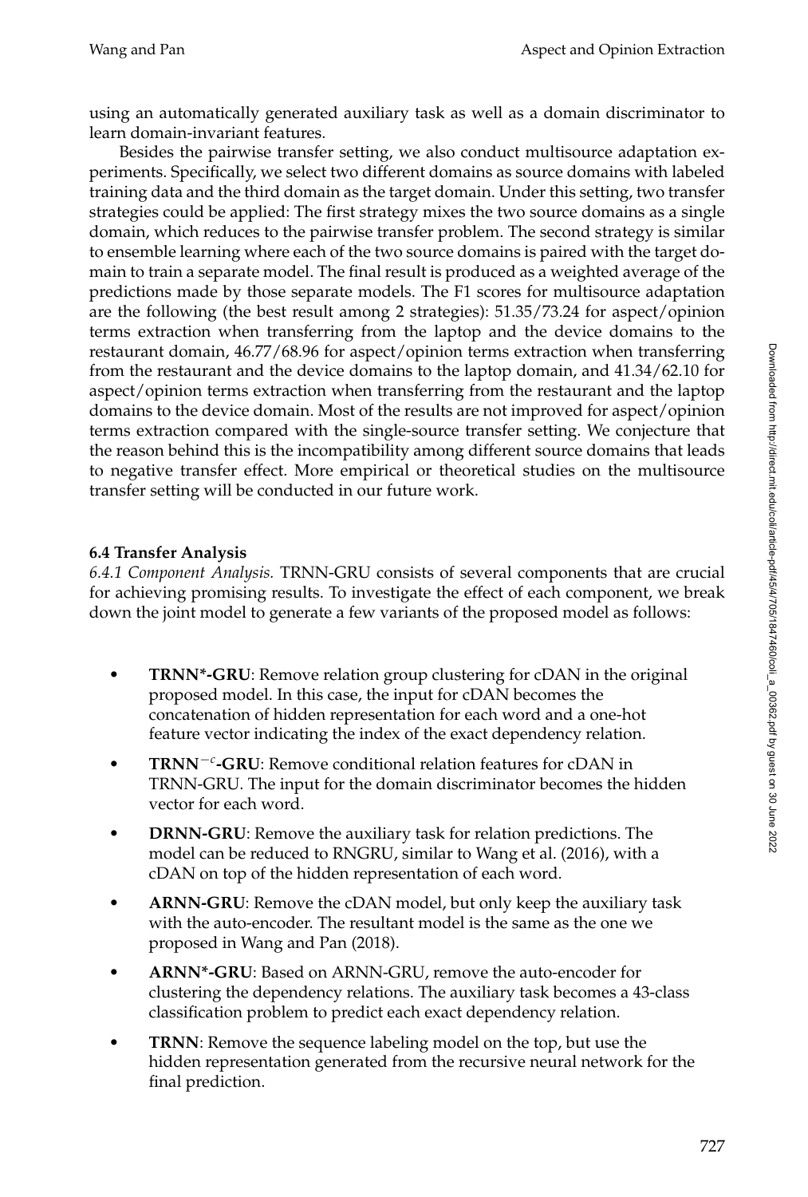using an automatically generated auxiliary task as well as a domain discriminator to learn domain-invariant features.

Besides the pairwise transfer setting, we also conduct multisource adaptation experiments. Specifically, we select two different domains as source domains with labeled training data and the third domain as the target domain. Under this setting, two transfer strategies could be applied: The first strategy mixes the two source domains as a single domain, which reduces to the pairwise transfer problem. The second strategy is similar to ensemble learning where each of the two source domains is paired with the target domain to train a separate model. The final result is produced as a weighted average of the predictions made by those separate models. The F1 scores for multisource adaptation are the following (the best result among 2 strategies): 51.35/73.24 for aspect/opinion terms extraction when transferring from the laptop and the device domains to the restaurant domain, 46.77/68.96 for aspect/opinion terms extraction when transferring from the restaurant and the device domains to the laptop domain, and 41.34/62.10 for aspect/opinion terms extraction when transferring from the restaurant and the laptop domains to the device domain. Most of the results are not improved for aspect/opinion terms extraction compared with the single-source transfer setting. We conjecture that the reason behind this is the incompatibility among different source domains that leads to negative transfer effect. More empirical or theoretical studies on the multisource transfer setting will be conducted in our future work.

### 6.4 Transfer Analysis

*6.4.1 Component Analysis.* TRNN-GRU consists of several components that are crucial for achieving promising results. To investigate the effect of each component, we break down the joint model to generate a few variants of the proposed model as follows:

- **TRNN*-GRU**: Remove relation group clustering for cDAN in the original proposed model. In this case, the input for cDAN becomes the concatenation of hidden representation for each word and a one-hot feature vector indicating the index of the exact dependency relation.
- **TRNN$^{-c}$-GRU**: Remove conditional relation features for cDAN in TRNN-GRU. The input for the domain discriminator becomes the hidden vector for each word.
- **DRNN-GRU**: Remove the auxiliary task for relation predictions. The model can be reduced to RNGRU, similar to Wang et al. (2016), with a cDAN on top of the hidden representation of each word.
- **ARNN-GRU**: Remove the cDAN model, but only keep the auxiliary task with the auto-encoder. The resultant model is the same as the one we proposed in Wang and Pan (2018).
- **ARNN*-GRU**: Based on ARNN-GRU, remove the auto-encoder for clustering the dependency relations. The auxiliary task becomes a 43-class classification problem to predict each exact dependency relation.
- **TRNN**: Remove the sequence labeling model on the top, but use the hidden representation generated from the recursive neural network for the final prediction.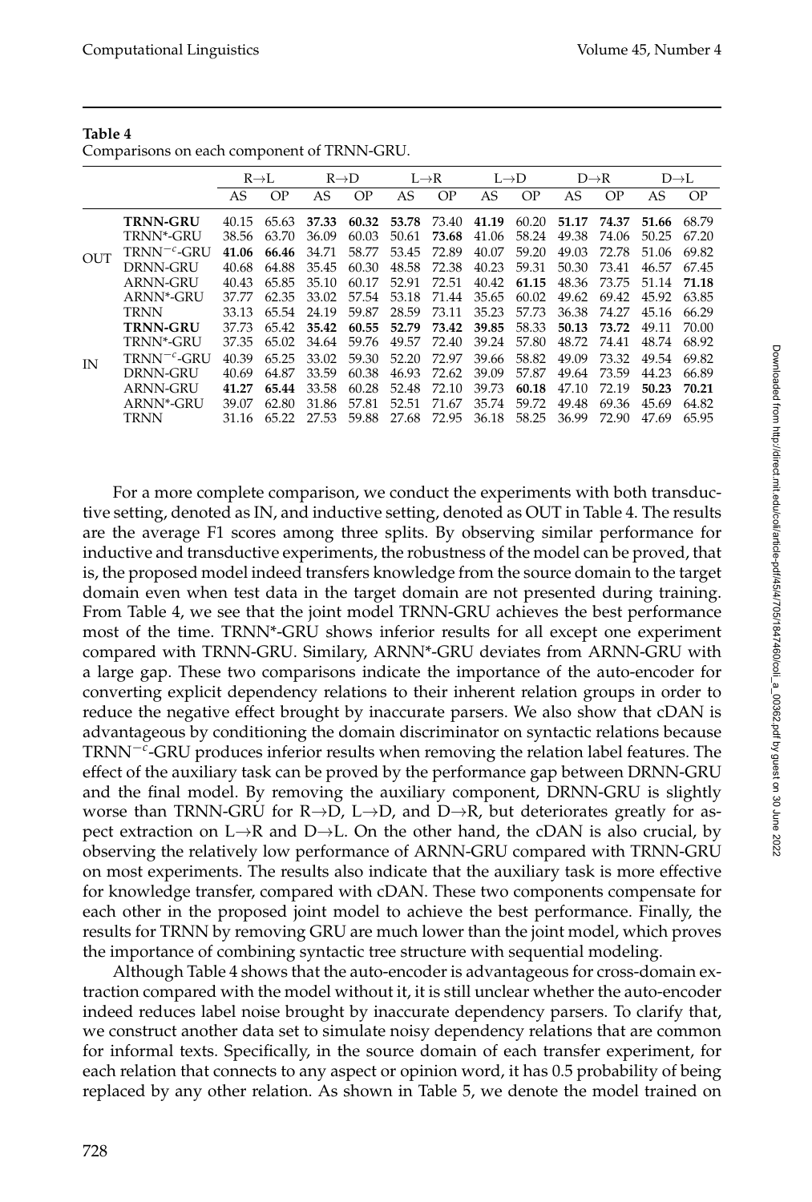**Table 4**
Comparisons on each component of TRNN-GRU.

| | | R→L | | R→D | | L→R | | L→D | | D→R | | D→L | |
|---|---|---|---|---|---|---|---|---|---|---|---|---|---|
| | | AS | OP | AS | OP | AS | OP | AS | OP | AS | OP | AS | OP |
| OUT | **TRNN-GRU** | 40.15 | 65.63 | **37.33** | **60.32** | **53.78** | 73.40 | **41.19** | 60.20 | **51.17** | **74.37** | **51.66** | 68.79 |
| | TRNN*-GRU | 38.56 | 63.70 | 36.09 | 60.03 | 50.61 | **73.68** | 41.06 | 58.24 | 49.38 | 74.06 | 50.25 | 67.20 |
| | TRNN$^{-c}$-GRU | **41.06** | **66.46** | 34.71 | 58.77 | 53.45 | 72.89 | 40.07 | 59.20 | 49.03 | 72.78 | 51.06 | 69.82 |
| | DRNN-GRU | 40.68 | 64.88 | 35.45 | 60.30 | 48.58 | 72.38 | 40.23 | 59.31 | 50.30 | 73.41 | 46.57 | 67.45 |
| | ARNN-GRU | 40.43 | 65.85 | 35.10 | 60.17 | 52.91 | 72.51 | 40.42 | **61.15** | 48.36 | 73.75 | 51.14 | **71.18** |
| | ARNN*-GRU | 37.77 | 62.35 | 33.02 | 57.54 | 53.18 | 71.44 | 35.65 | 60.02 | 49.62 | 69.42 | 45.92 | 63.85 |
| | TRNN | 33.13 | 65.54 | 24.19 | 59.87 | 28.59 | 73.11 | 35.23 | 57.73 | 36.38 | 74.27 | 45.16 | 66.29 |
| IN | **TRNN-GRU** | 37.73 | 65.42 | **35.42** | **60.55** | **52.79** | **73.42** | **39.85** | 58.33 | **50.13** | **73.72** | 49.11 | 70.00 |
| | TRNN*-GRU | 37.35 | 65.02 | 34.64 | 59.76 | 49.57 | 72.40 | 39.24 | 57.80 | 48.72 | 74.41 | 48.74 | 68.92 |
| | TRNN$^{-c}$-GRU | 40.39 | 65.25 | 33.02 | 59.30 | 52.20 | 72.97 | 39.66 | 58.82 | 49.09 | 73.32 | 49.54 | 69.82 |
| | DRNN-GRU | 40.69 | 64.87 | 33.59 | 60.38 | 46.93 | 72.62 | 39.09 | 57.87 | 49.64 | 73.59 | 44.23 | 66.89 |
| | ARNN-GRU | **41.27** | **65.44** | 33.58 | 60.28 | 52.48 | 72.10 | 39.73 | **60.18** | 47.10 | 72.19 | **50.23** | **70.21** |
| | ARNN*-GRU | 39.07 | 62.80 | 31.86 | 57.81 | 52.51 | 71.67 | 35.74 | 59.72 | 49.48 | 69.36 | 45.69 | 64.82 |
| | TRNN | 31.16 | 65.22 | 27.53 | 59.88 | 27.68 | 72.95 | 36.18 | 58.25 | 36.99 | 72.90 | 47.69 | 65.95 |

For a more complete comparison, we conduct the experiments with both transductive setting, denoted as IN, and inductive setting, denoted as OUT in Table 4. The results are the average F1 scores among three splits. By observing similar performance for inductive and transductive experiments, the robustness of the model can be proved, that is, the proposed model indeed transfers knowledge from the source domain to the target domain even when test data in the target domain are not presented during training. From Table 4, we see that the joint model TRNN-GRU achieves the best performance most of the time. TRNN*-GRU shows inferior results for all except one experiment compared with TRNN-GRU. Similary, ARNN*-GRU deviates from ARNN-GRU with a large gap. These two comparisons indicate the importance of the auto-encoder for converting explicit dependency relations to their inherent relation groups in order to reduce the negative effect brought by inaccurate parsers. We also show that cDAN is advantageous by conditioning the domain discriminator on syntactic relations because TRNN$^{-c}$-GRU produces inferior results when removing the relation label features. The effect of the auxiliary task can be proved by the performance gap between DRNN-GRU and the final model. By removing the auxiliary component, DRNN-GRU is slightly worse than TRNN-GRU for R→D, L→D, and D→R, but deteriorates greatly for aspect extraction on L→R and D→L. On the other hand, the cDAN is also crucial, by observing the relatively low performance of ARNN-GRU compared with TRNN-GRU on most experiments. The results also indicate that the auxiliary task is more effective for knowledge transfer, compared with cDAN. These two components compensate for each other in the proposed joint model to achieve the best performance. Finally, the results for TRNN by removing GRU are much lower than the joint model, which proves the importance of combining syntactic tree structure with sequential modeling.

Although Table 4 shows that the auto-encoder is advantageous for cross-domain extraction compared with the model without it, it is still unclear whether the auto-encoder indeed reduces label noise brought by inaccurate dependency parsers. To clarify that, we construct another data set to simulate noisy dependency relations that are common for informal texts. Specifically, in the source domain of each transfer experiment, for each relation that connects to any aspect or opinion word, it has 0.5 probability of being replaced by any other relation. As shown in Table 5, we denote the model trained on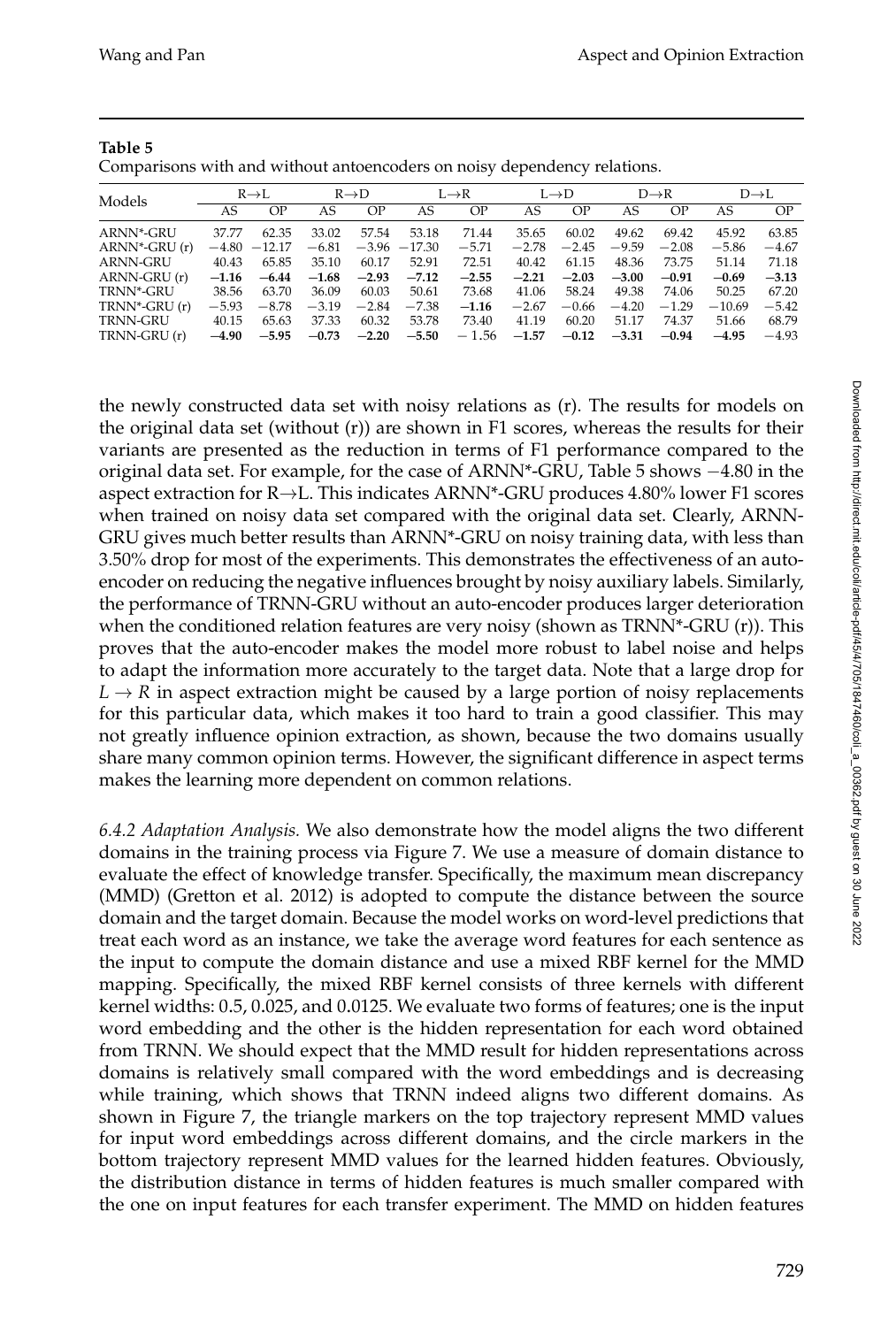**Table 5**
Comparisons with and without antoencoders on noisy dependency relations.

| Models | R→L | | R→D | | L→R | | L→D | | D→R | | D→L | |
|---|---|---|---|---|---|---|---|---|---|---|---|---|
| | AS | OP | AS | OP | AS | OP | AS | OP | AS | OP | AS | OP |
| ARNN*-GRU | 37.77 | 62.35 | 33.02 | 57.54 | 53.18 | 71.44 | 35.65 | 60.02 | 49.62 | 69.42 | 45.92 | 63.85 |
| ARNN*-GRU (r) | −4.80 | −12.17 | −6.81 | −3.96 | −17.30 | −5.71 | −2.78 | −2.45 | −9.59 | −2.08 | −5.86 | −4.67 |
| ARNN-GRU | 40.43 | 65.85 | 35.10 | 60.17 | 52.91 | 72.51 | 40.42 | 61.15 | 48.36 | 73.75 | 51.14 | 71.18 |
| ARNN-GRU (r) | **−1.16** | **−6.44** | **−1.68** | **−2.93** | **−7.12** | **−2.55** | **−2.21** | **−2.03** | **−3.00** | **−0.91** | **−0.69** | **−3.13** |
| TRNN*-GRU | 38.56 | 63.70 | 36.09 | 60.03 | 50.61 | 73.68 | 41.06 | 58.24 | 49.38 | 74.06 | 50.25 | 67.20 |
| TRNN*-GRU (r) | −5.93 | −8.78 | −3.19 | −2.84 | −7.38 | **−1.16** | −2.67 | −0.66 | −4.20 | −1.29 | −10.69 | −5.42 |
| TRNN-GRU | 40.15 | 65.63 | 37.33 | 60.32 | 53.78 | 73.40 | 41.19 | 60.20 | 51.17 | 74.37 | 51.66 | 68.79 |
| TRNN-GRU (r) | **−4.90** | **−5.95** | **−0.73** | **−2.20** | **−5.50** | −1.56 | **−1.57** | **−0.12** | **−3.31** | **−0.94** | **−4.95** | −4.93 |

the newly constructed data set with noisy relations as (r). The results for models on the original data set (without (r)) are shown in F1 scores, whereas the results for their variants are presented as the reduction in terms of F1 performance compared to the original data set. For example, for the case of ARNN*-GRU, Table 5 shows −4.80 in the aspect extraction for R→L. This indicates ARNN*-GRU produces 4.80% lower F1 scores when trained on noisy data set compared with the original data set. Clearly, ARNN-GRU gives much better results than ARNN*-GRU on noisy training data, with less than 3.50% drop for most of the experiments. This demonstrates the effectiveness of an auto-encoder on reducing the negative influences brought by noisy auxiliary labels. Similarly, the performance of TRNN-GRU without an auto-encoder produces larger deterioration when the conditioned relation features are very noisy (shown as TRNN*-GRU (r)). This proves that the auto-encoder makes the model more robust to label noise and helps to adapt the information more accurately to the target data. Note that a large drop for $L \rightarrow R$ in aspect extraction might be caused by a large portion of noisy replacements for this particular data, which makes it too hard to train a good classifier. This may not greatly influence opinion extraction, as shown, because the two domains usually share many common opinion terms. However, the significant difference in aspect terms makes the learning more dependent on common relations.

*6.4.2 Adaptation Analysis.* We also demonstrate how the model aligns the two different domains in the training process via Figure 7. We use a measure of domain distance to evaluate the effect of knowledge transfer. Specifically, the maximum mean discrepancy (MMD) (Gretton et al. 2012) is adopted to compute the distance between the source domain and the target domain. Because the model works on word-level predictions that treat each word as an instance, we take the average word features for each sentence as the input to compute the domain distance and use a mixed RBF kernel for the MMD mapping. Specifically, the mixed RBF kernel consists of three kernels with different kernel widths: 0.5, 0.025, and 0.0125. We evaluate two forms of features; one is the input word embedding and the other is the hidden representation for each word obtained from TRNN. We should expect that the MMD result for hidden representations across domains is relatively small compared with the word embeddings and is decreasing while training, which shows that TRNN indeed aligns two different domains. As shown in Figure 7, the triangle markers on the top trajectory represent MMD values for input word embeddings across different domains, and the circle markers in the bottom trajectory represent MMD values for the learned hidden features. Obviously, the distribution distance in terms of hidden features is much smaller compared with the one on input features for each transfer experiment. The MMD on hidden features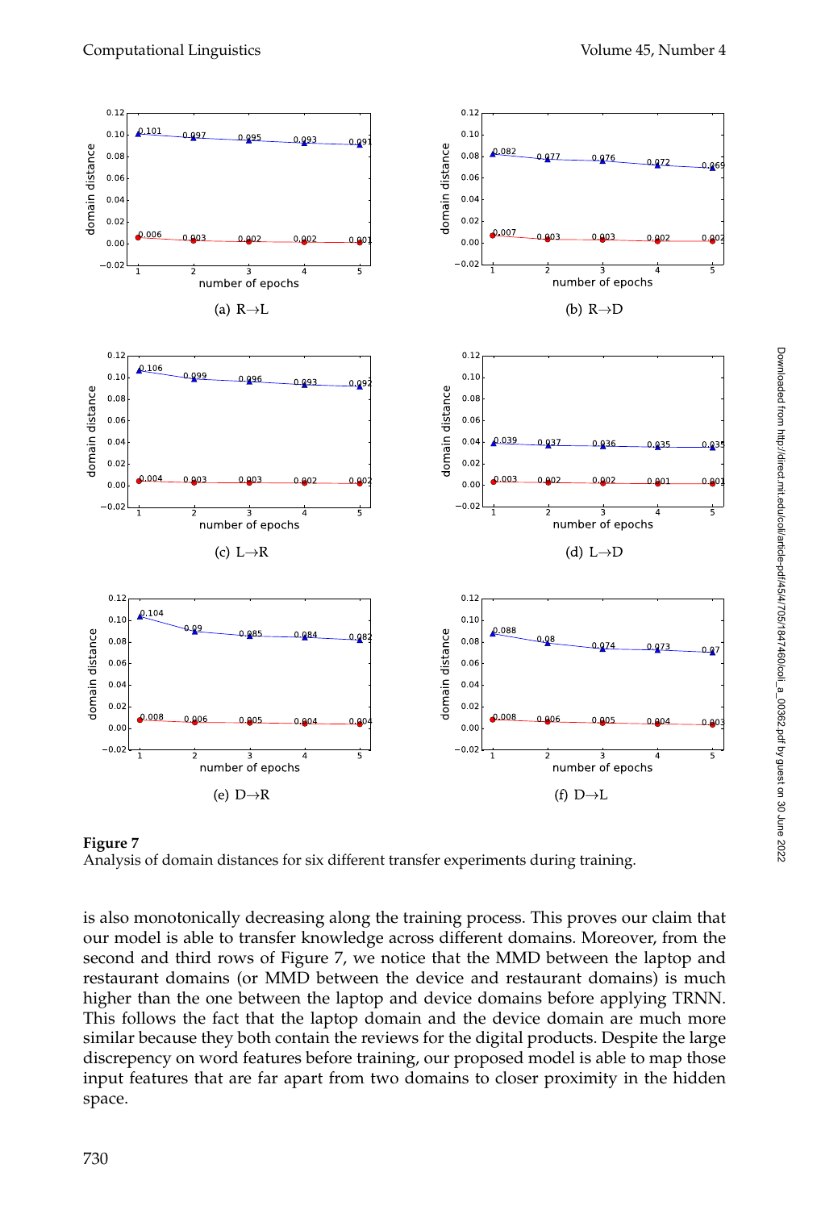**Figure 7**
Analysis of domain distances for six different transfer experiments during training.

is also monotonically decreasing along the training process. This proves our claim that our model is able to transfer knowledge across different domains. Moreover, from the second and third rows of Figure 7, we notice that the MMD between the laptop and restaurant domains (or MMD between the device and restaurant domains) is much higher than the one between the laptop and device domains before applying TRNN. This follows the fact that the laptop domain and the device domain are much more similar because they both contain the reviews for the digital products. Despite the large discrepency on word features before training, our proposed model is able to map those input features that are far apart from two domains to closer proximity in the hidden space.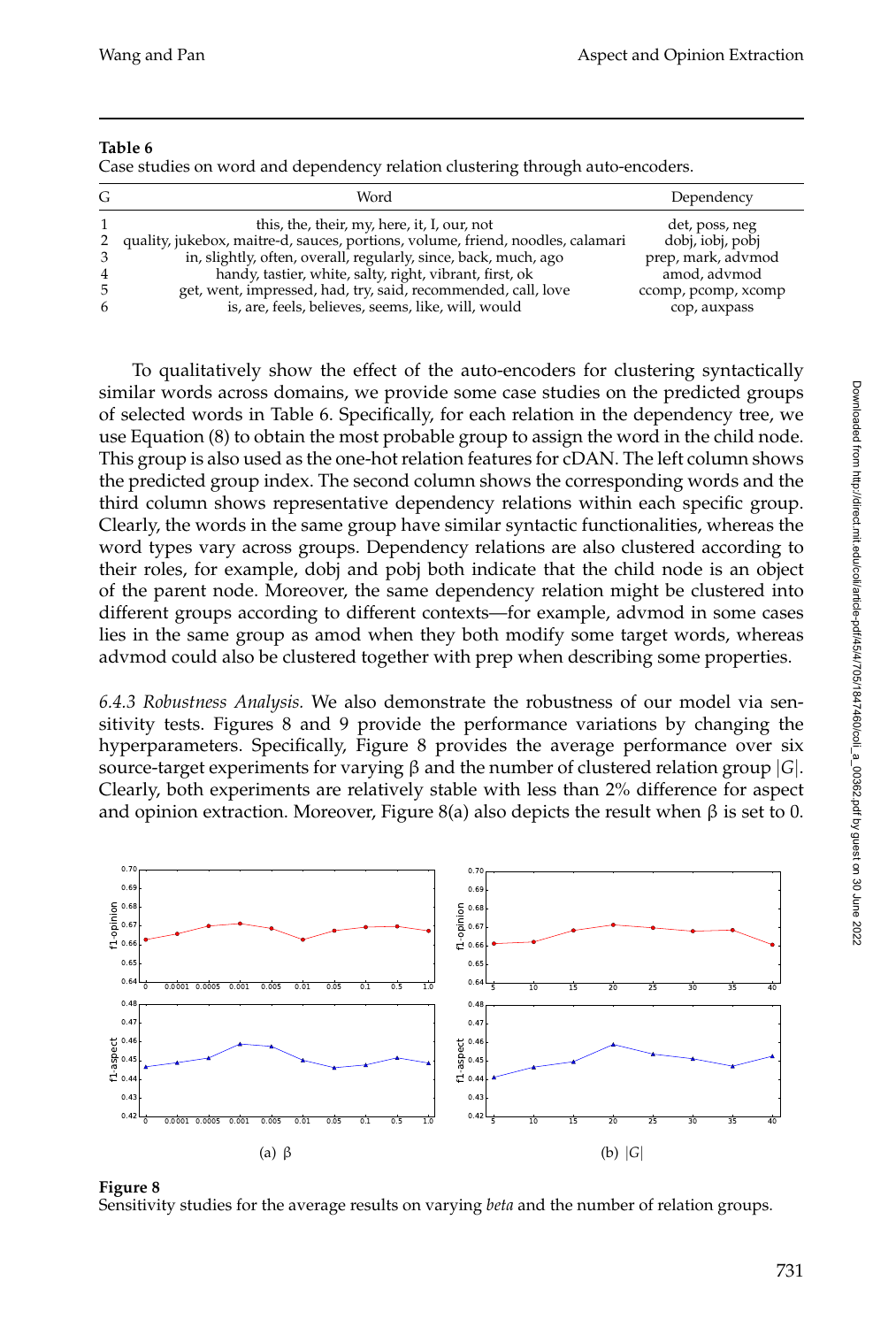**Table 6**
Case studies on word and dependency relation clustering through auto-encoders.

| G | Word | Dependency |
|---|---|---|
| 1 | this, the, their, my, here, it, I, our, not | det, poss, neg |
| 2 | quality, jukebox, maitre-d, sauces, portions, volume, friend, noodles, calamari | dobj, iobj, pobj |
| 3 | in, slightly, often, overall, regularly, since, back, much, ago | prep, mark, advmod |
| 4 | handy, tastier, white, salty, right, vibrant, first, ok | amod, advmod |
| 5 | get, went, impressed, had, try, said, recommended, call, love | ccomp, pcomp, xcomp |
| 6 | is, are, feels, believes, seems, like, will, would | cop, auxpass |

To qualitatively show the effect of the auto-encoders for clustering syntactically similar words across domains, we provide some case studies on the predicted groups of selected words in Table 6. Specifically, for each relation in the dependency tree, we use Equation (8) to obtain the most probable group to assign the word in the child node. This group is also used as the one-hot relation features for cDAN. The left column shows the predicted group index. The second column shows the corresponding words and the third column shows representative dependency relations within each specific group. Clearly, the words in the same group have similar syntactic functionalities, whereas the word types vary across groups. Dependency relations are also clustered according to their roles, for example, dobj and pobj both indicate that the child node is an object of the parent node. Moreover, the same dependency relation might be clustered into different groups according to different contexts—for example, advmod in some cases lies in the same group as amod when they both modify some target words, whereas advmod could also be clustered together with prep when describing some properties.

*6.4.3 Robustness Analysis.* We also demonstrate the robustness of our model via sensitivity tests. Figures 8 and 9 provide the performance variations by changing the hyperparameters. Specifically, Figure 8 provides the average performance over six source-target experiments for varying $\beta$ and the number of clustered relation group $|G|$. Clearly, both experiments are relatively stable with less than 2% difference for aspect and opinion extraction. Moreover, Figure 8(a) also depicts the result when $\beta$ is set to 0.

(a) $\beta$ (b) $|G|$

**Figure 8**
Sensitivity studies for the average results on varying *beta* and the number of relation groups.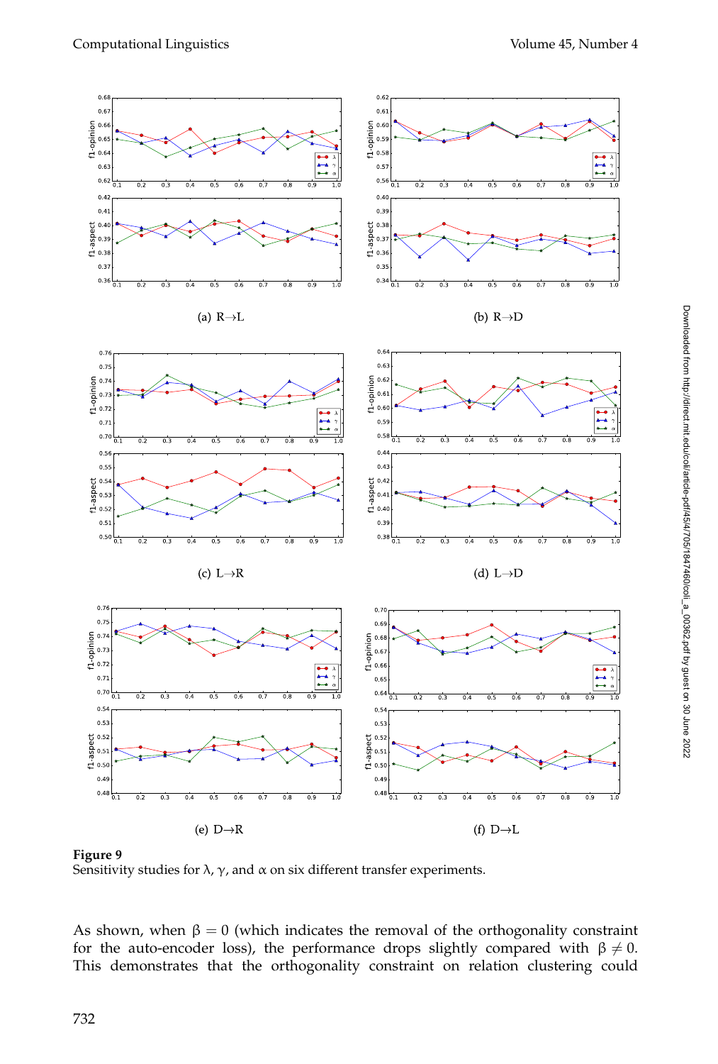(a) R→L

(b) R→D

(c) L→R

(d) L→D

(e) D→R

(f) D→L

**Figure 9**
Sensitivity studies for $\lambda$, $\gamma$, and $\alpha$ on six different transfer experiments.

As shown, when $\beta = 0$ (which indicates the removal of the orthogonality constraint for the auto-encoder loss), the performance drops slightly compared with $\beta \neq 0$. This demonstrates that the orthogonality constraint on relation clustering could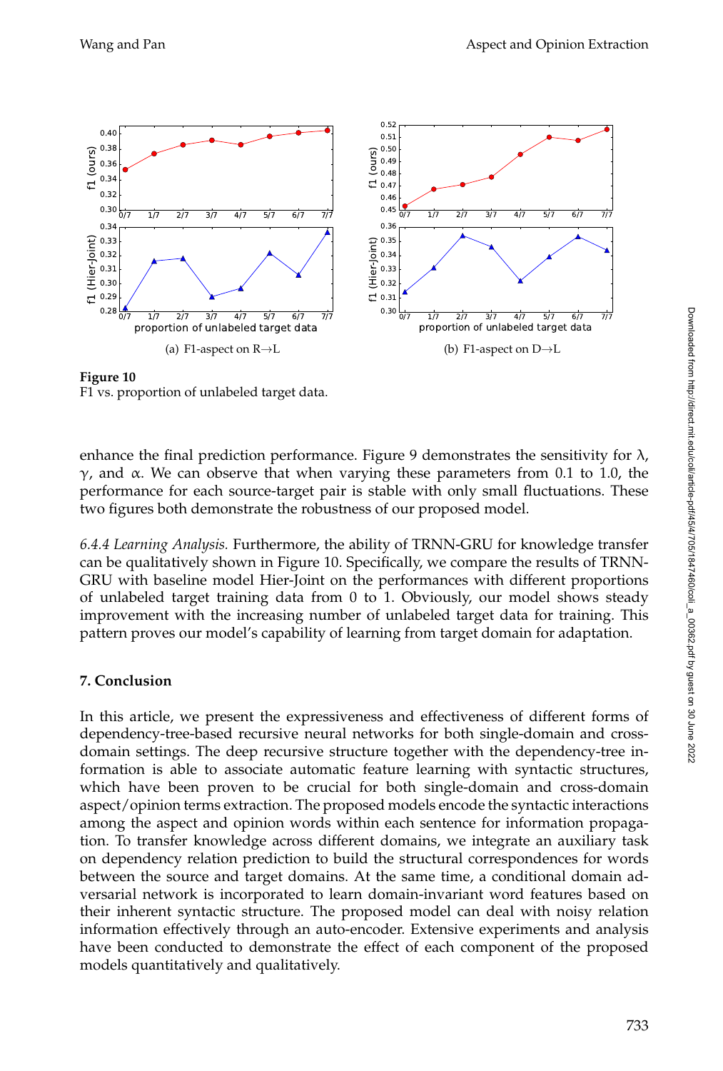(a) F1-aspect on R→L

(b) F1-aspect on D→L

**Figure 10**
F1 vs. proportion of unlabeled target data.

enhance the final prediction performance. Figure 9 demonstrates the sensitivity for $\lambda$, $\gamma$, and $\alpha$. We can observe that when varying these parameters from 0.1 to 1.0, the performance for each source-target pair is stable with only small fluctuations. These two figures both demonstrate the robustness of our proposed model.

*6.4.4 Learning Analysis.* Furthermore, the ability of TRNN-GRU for knowledge transfer can be qualitatively shown in Figure 10. Specifically, we compare the results of TRNN-GRU with baseline model Hier-Joint on the performances with different proportions of unlabeled target training data from 0 to 1. Obviously, our model shows steady improvement with the increasing number of unlabeled target data for training. This pattern proves our model's capability of learning from target domain for adaptation.

## 7. Conclusion

In this article, we present the expressiveness and effectiveness of different forms of dependency-tree-based recursive neural networks for both single-domain and cross-domain settings. The deep recursive structure together with the dependency-tree information is able to associate automatic feature learning with syntactic structures, which have been proven to be crucial for both single-domain and cross-domain aspect/opinion terms extraction. The proposed models encode the syntactic interactions among the aspect and opinion words within each sentence for information propagation. To transfer knowledge across different domains, we integrate an auxiliary task on dependency relation prediction to build the structural correspondences for words between the source and target domains. At the same time, a conditional domain adversarial network is incorporated to learn domain-invariant word features based on their inherent syntactic structure. The proposed model can deal with noisy relation information effectively through an auto-encoder. Extensive experiments and analysis have been conducted to demonstrate the effect of each component of the proposed models quantitatively and qualitatively.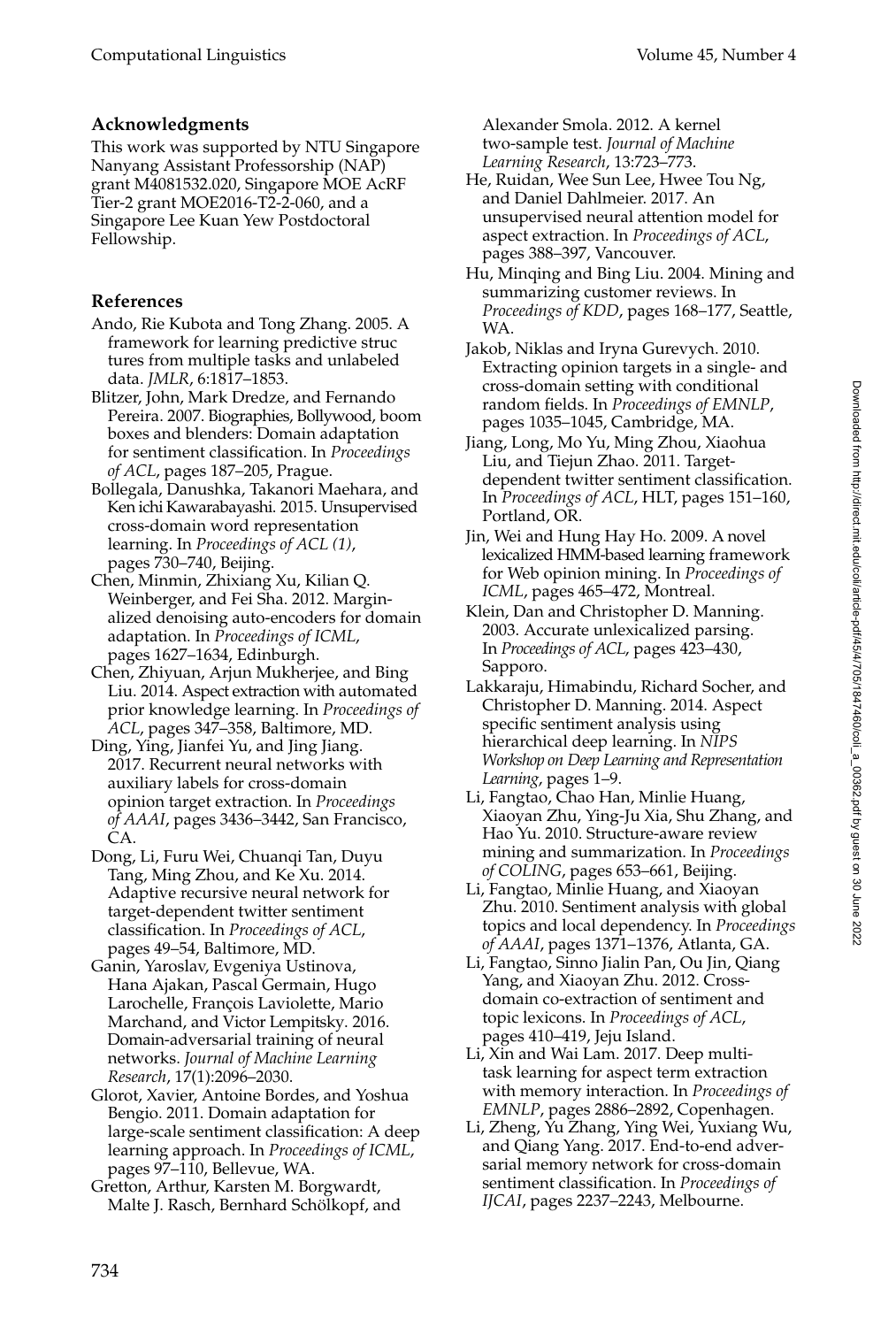## Acknowledgments

This work was supported by NTU Singapore Nanyang Assistant Professorship (NAP) grant M4081532.020, Singapore MOE AcRF Tier-2 grant MOE2016-T2-2-060, and a Singapore Lee Kuan Yew Postdoctoral Fellowship.

## References

Ando, Rie Kubota and Tong Zhang. 2005. A framework for learning predictive struc tures from multiple tasks and unlabeled data. *JMLR*, 6:1817–1853.

Blitzer, John, Mark Dredze, and Fernando Pereira. 2007. Biographies, Bollywood, boom boxes and blenders: Domain adaptation for sentiment classification. In *Proceedings of ACL*, pages 187–205, Prague.

Bollegala, Danushka, Takanori Maehara, and Ken ichi Kawarabayashi. 2015. Unsupervised cross-domain word representation learning. In *Proceedings of ACL (1)*, pages 730–740, Beijing.

Chen, Minmin, Zhixiang Xu, Kilian Q. Weinberger, and Fei Sha. 2012. Marginalized denoising auto-encoders for domain adaptation. In *Proceedings of ICML*, pages 1627–1634, Edinburgh.

Chen, Zhiyuan, Arjun Mukherjee, and Bing Liu. 2014. Aspect extraction with automated prior knowledge learning. In *Proceedings of ACL*, pages 347–358, Baltimore, MD.

Ding, Ying, Jianfei Yu, and Jing Jiang. 2017. Recurrent neural networks with auxiliary labels for cross-domain opinion target extraction. In *Proceedings of AAAI*, pages 3436–3442, San Francisco, CA.

Dong, Li, Furu Wei, Chuanqi Tan, Duyu Tang, Ming Zhou, and Ke Xu. 2014. Adaptive recursive neural network for target-dependent twitter sentiment classification. In *Proceedings of ACL*, pages 49–54, Baltimore, MD.

Ganin, Yaroslav, Evgeniya Ustinova, Hana Ajakan, Pascal Germain, Hugo Larochelle, François Laviolette, Mario Marchand, and Victor Lempitsky. 2016. Domain-adversarial training of neural networks. *Journal of Machine Learning Research*, 17(1):2096–2030.

Glorot, Xavier, Antoine Bordes, and Yoshua Bengio. 2011. Domain adaptation for large-scale sentiment classification: A deep learning approach. In *Proceedings of ICML*, pages 97–110, Bellevue, WA.

Gretton, Arthur, Karsten M. Borgwardt, Malte J. Rasch, Bernhard Schölkopf, and Alexander Smola. 2012. A kernel two-sample test. *Journal of Machine Learning Research*, 13:723–773.

He, Ruidan, Wee Sun Lee, Hwee Tou Ng, and Daniel Dahlmeier. 2017. An unsupervised neural attention model for aspect extraction. In *Proceedings of ACL*, pages 388–397, Vancouver.

Hu, Minqing and Bing Liu. 2004. Mining and summarizing customer reviews. In *Proceedings of KDD*, pages 168–177, Seattle, WA.

Jakob, Niklas and Iryna Gurevych. 2010. Extracting opinion targets in a single- and cross-domain setting with conditional random fields. In *Proceedings of EMNLP*, pages 1035–1045, Cambridge, MA.

Jiang, Long, Mo Yu, Ming Zhou, Xiaohua Liu, and Tiejun Zhao. 2011. Target-dependent twitter sentiment classification. In *Proceedings of ACL*, HLT, pages 151–160, Portland, OR.

Jin, Wei and Hung Hay Ho. 2009. A novel lexicalized HMM-based learning framework for Web opinion mining. In *Proceedings of ICML*, pages 465–472, Montreal.

Klein, Dan and Christopher D. Manning. 2003. Accurate unlexicalized parsing. In *Proceedings of ACL*, pages 423–430, Sapporo.

Lakkaraju, Himabindu, Richard Socher, and Christopher D. Manning. 2014. Aspect specific sentiment analysis using hierarchical deep learning. In *NIPS Workshop on Deep Learning and Representation Learning*, pages 1–9.

Li, Fangtao, Chao Han, Minlie Huang, Xiaoyan Zhu, Ying-Ju Xia, Shu Zhang, and Hao Yu. 2010. Structure-aware review mining and summarization. In *Proceedings of COLING*, pages 653–661, Beijing.

Li, Fangtao, Minlie Huang, and Xiaoyan Zhu. 2010. Sentiment analysis with global topics and local dependency. In *Proceedings of AAAI*, pages 1371–1376, Atlanta, GA.

Li, Fangtao, Sinno Jialin Pan, Ou Jin, Qiang Yang, and Xiaoyan Zhu. 2012. Cross-domain co-extraction of sentiment and topic lexicons. In *Proceedings of ACL*, pages 410–419, Jeju Island.

Li, Xin and Wai Lam. 2017. Deep multi-task learning for aspect term extraction with memory interaction. In *Proceedings of EMNLP*, pages 2886–2892, Copenhagen.

Li, Zheng, Yu Zhang, Ying Wei, Yuxiang Wu, and Qiang Yang. 2017. End-to-end adversarial memory network for cross-domain sentiment classification. In *Proceedings of IJCAI*, pages 2237–2243, Melbourne.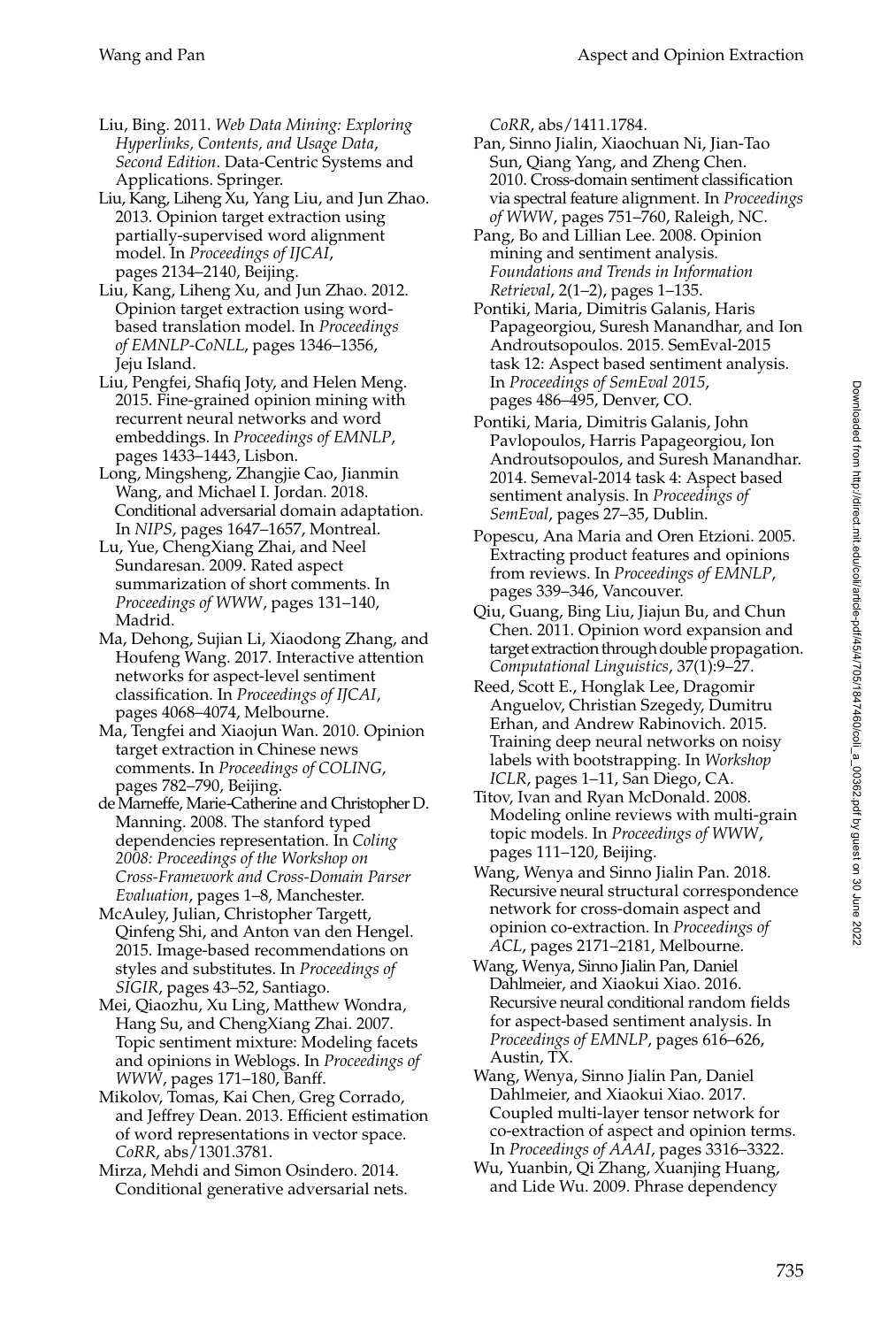Liu, Bing. 2011. *Web Data Mining: Exploring Hyperlinks, Contents, and Usage Data, Second Edition*. Data-Centric Systems and Applications. Springer.

Liu, Kang, Liheng Xu, Yang Liu, and Jun Zhao. 2013. Opinion target extraction using partially-supervised word alignment model. In *Proceedings of IJCAI*, pages 2134–2140, Beijing.

Liu, Kang, Liheng Xu, and Jun Zhao. 2012. Opinion target extraction using word-based translation model. In *Proceedings of EMNLP-CoNLL*, pages 1346–1356, Jeju Island.

Liu, Pengfei, Shafiq Joty, and Helen Meng. 2015. Fine-grained opinion mining with recurrent neural networks and word embeddings. In *Proceedings of EMNLP*, pages 1433–1443, Lisbon.

Long, Mingsheng, Zhangjie Cao, Jianmin Wang, and Michael I. Jordan. 2018. Conditional adversarial domain adaptation. In *NIPS*, pages 1647–1657, Montreal.

Lu, Yue, ChengXiang Zhai, and Neel Sundaresan. 2009. Rated aspect summarization of short comments. In *Proceedings of WWW*, pages 131–140, Madrid.

Ma, Dehong, Sujian Li, Xiaodong Zhang, and Houfeng Wang. 2017. Interactive attention networks for aspect-level sentiment classification. In *Proceedings of IJCAI*, pages 4068–4074, Melbourne.

Ma, Tengfei and Xiaojun Wan. 2010. Opinion target extraction in Chinese news comments. In *Proceedings of COLING*, pages 782–790, Beijing.

de Marneffe, Marie-Catherine and Christopher D. Manning. 2008. The stanford typed dependencies representation. In *Coling 2008: Proceedings of the Workshop on Cross-Framework and Cross-Domain Parser Evaluation*, pages 1–8, Manchester.

McAuley, Julian, Christopher Targett, Qinfeng Shi, and Anton van den Hengel. 2015. Image-based recommendations on styles and substitutes. In *Proceedings of SIGIR*, pages 43–52, Santiago.

Mei, Qiaozhu, Xu Ling, Matthew Wondra, Hang Su, and ChengXiang Zhai. 2007. Topic sentiment mixture: Modeling facets and opinions in Weblogs. In *Proceedings of WWW*, pages 171–180, Banff.

Mikolov, Tomas, Kai Chen, Greg Corrado, and Jeffrey Dean. 2013. Efficient estimation of word representations in vector space. *CoRR*, abs/1301.3781.

Mirza, Mehdi and Simon Osindero. 2014. Conditional generative adversarial nets. *CoRR*, abs/1411.1784.

Pan, Sinno Jialin, Xiaochuan Ni, Jian-Tao Sun, Qiang Yang, and Zheng Chen. 2010. Cross-domain sentiment classification via spectral feature alignment. In *Proceedings of WWW*, pages 751–760, Raleigh, NC.

Pang, Bo and Lillian Lee. 2008. Opinion mining and sentiment analysis. *Foundations and Trends in Information Retrieval*, 2(1–2), pages 1–135.

Pontiki, Maria, Dimitris Galanis, Haris Papageorgiou, Suresh Manandhar, and Ion Androutsopoulos. 2015. SemEval-2015 task 12: Aspect based sentiment analysis. In *Proceedings of SemEval 2015*, pages 486–495, Denver, CO.

Pontiki, Maria, Dimitris Galanis, John Pavlopoulos, Harris Papageorgiou, Ion Androutsopoulos, and Suresh Manandhar. 2014. Semeval-2014 task 4: Aspect based sentiment analysis. In *Proceedings of SemEval*, pages 27–35, Dublin.

Popescu, Ana Maria and Oren Etzioni. 2005. Extracting product features and opinions from reviews. In *Proceedings of EMNLP*, pages 339–346, Vancouver.

Qiu, Guang, Bing Liu, Jiajun Bu, and Chun Chen. 2011. Opinion word expansion and target extraction through double propagation. *Computational Linguistics*, 37(1):9–27.

Reed, Scott E., Honglak Lee, Dragomir Anguelov, Christian Szegedy, Dumitru Erhan, and Andrew Rabinovich. 2015. Training deep neural networks on noisy labels with bootstrapping. In *Workshop ICLR*, pages 1–11, San Diego, CA.

Titov, Ivan and Ryan McDonald. 2008. Modeling online reviews with multi-grain topic models. In *Proceedings of WWW*, pages 111–120, Beijing.

Wang, Wenya and Sinno Jialin Pan. 2018. Recursive neural structural correspondence network for cross-domain aspect and opinion co-extraction. In *Proceedings of ACL*, pages 2171–2181, Melbourne.

Wang, Wenya, Sinno Jialin Pan, Daniel Dahlmeier, and Xiaokui Xiao. 2016. Recursive neural conditional random fields for aspect-based sentiment analysis. In *Proceedings of EMNLP*, pages 616–626, Austin, TX.

Wang, Wenya, Sinno Jialin Pan, Daniel Dahlmeier, and Xiaokui Xiao. 2017. Coupled multi-layer tensor network for co-extraction of aspect and opinion terms. In *Proceedings of AAAI*, pages 3316–3322.

Wu, Yuanbin, Qi Zhang, Xuanjing Huang, and Lide Wu. 2009. Phrase dependency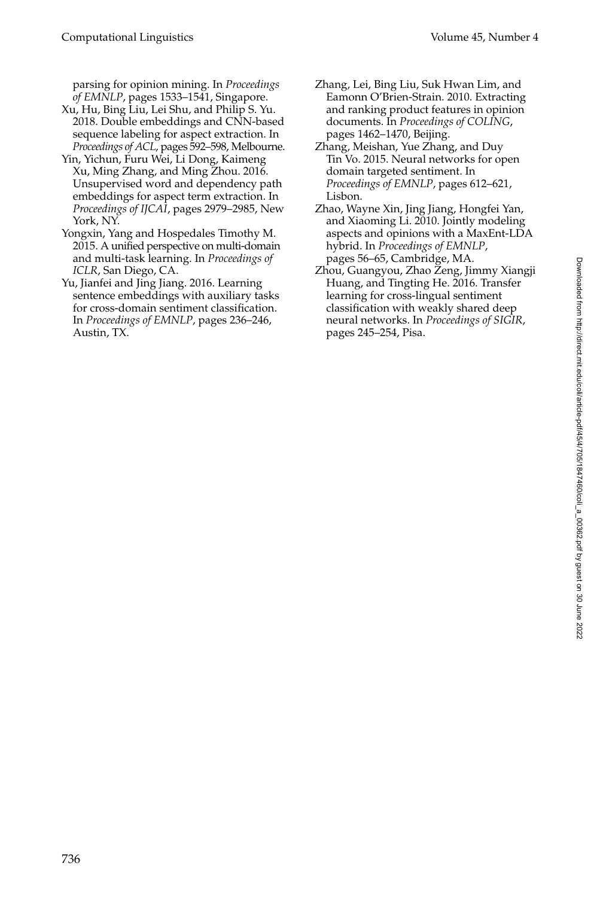parsing for opinion mining. In *Proceedings of EMNLP*, pages 1533–1541, Singapore.

Xu, Hu, Bing Liu, Lei Shu, and Philip S. Yu. 2018. Double embeddings and CNN-based sequence labeling for aspect extraction. In *Proceedings of ACL*, pages 592–598, Melbourne.

Yin, Yichun, Furu Wei, Li Dong, Kaimeng Xu, Ming Zhang, and Ming Zhou. 2016. Unsupervised word and dependency path embeddings for aspect term extraction. In *Proceedings of IJCAI*, pages 2979–2985, New York, NY.

Yongxin, Yang and Hospedales Timothy M. 2015. A unified perspective on multi-domain and multi-task learning. In *Proceedings of ICLR*, San Diego, CA.

Yu, Jianfei and Jing Jiang. 2016. Learning sentence embeddings with auxiliary tasks for cross-domain sentiment classification. In *Proceedings of EMNLP*, pages 236–246, Austin, TX.

Zhang, Lei, Bing Liu, Suk Hwan Lim, and Eamonn O'Brien-Strain. 2010. Extracting and ranking product features in opinion documents. In *Proceedings of COLING*, pages 1462–1470, Beijing.

Zhang, Meishan, Yue Zhang, and Duy Tin Vo. 2015. Neural networks for open domain targeted sentiment. In *Proceedings of EMNLP*, pages 612–621, Lisbon.

Zhao, Wayne Xin, Jing Jiang, Hongfei Yan, and Xiaoming Li. 2010. Jointly modeling aspects and opinions with a MaxEnt-LDA hybrid. In *Proceedings of EMNLP*, pages 56–65, Cambridge, MA.

Zhou, Guangyou, Zhao Zeng, Jimmy Xiangji Huang, and Tingting He. 2016. Transfer learning for cross-lingual sentiment classification with weakly shared deep neural networks. In *Proceedings of SIGIR*, pages 245–254, Pisa.